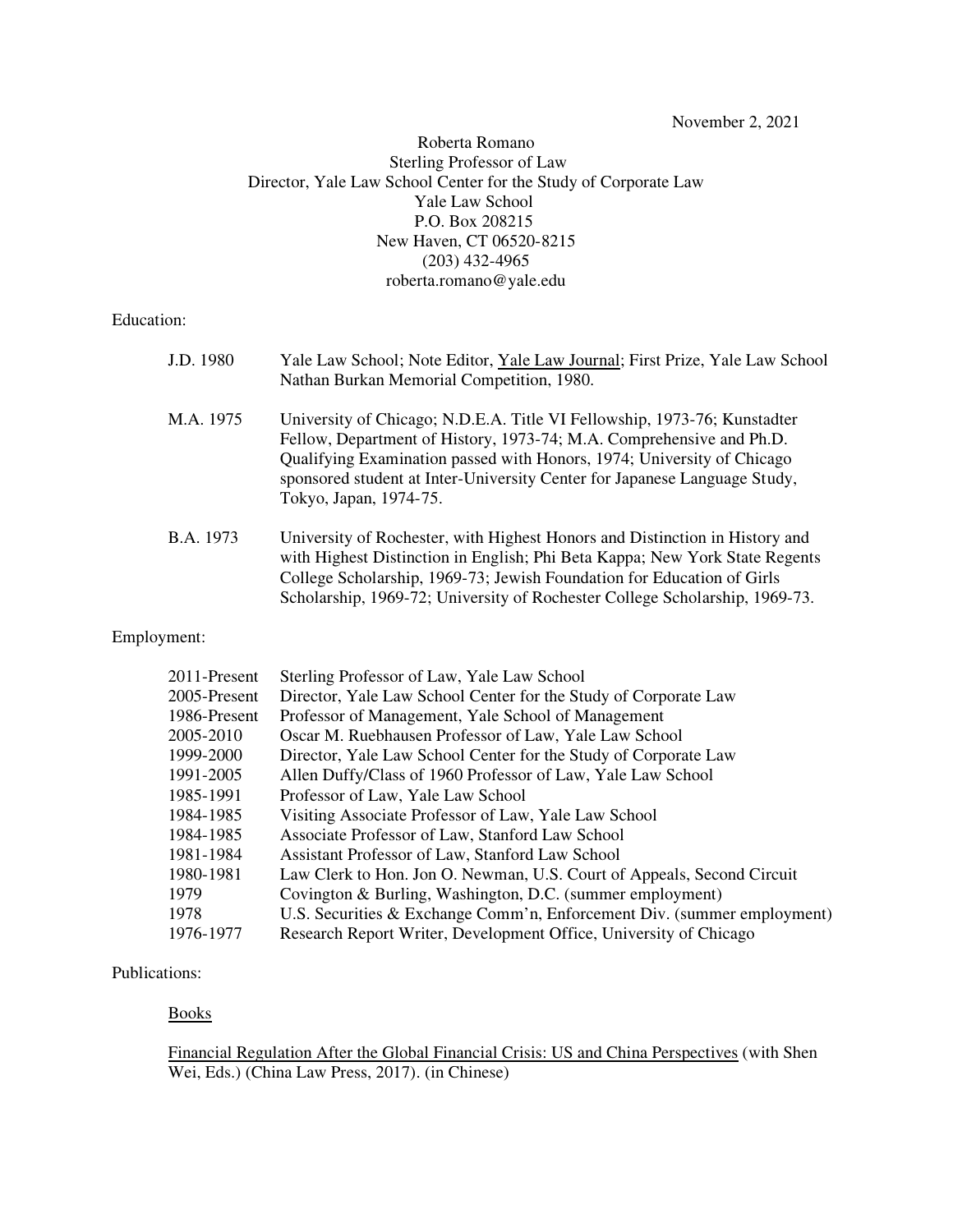November 2, 2021

Roberta Romano
Sterling Professor of Law
Director, Yale Law School Center for the Study of Corporate Law
Yale Law School
P.O. Box 208215
New Haven, CT 06520-8215
(203) 432-4965
roberta.romano@yale.edu

## Education:

| | |
|---|---|
| J.D. 1980 | Yale Law School; Note Editor, Yale Law Journal; First Prize, Yale Law School Nathan Burkan Memorial Competition, 1980. |
| M.A. 1975 | University of Chicago; N.D.E.A. Title VI Fellowship, 1973-76; Kunstadter Fellow, Department of History, 1973-74; M.A. Comprehensive and Ph.D. Qualifying Examination passed with Honors, 1974; University of Chicago sponsored student at Inter-University Center for Japanese Language Study, Tokyo, Japan, 1974-75. |
| B.A. 1973 | University of Rochester, with Highest Honors and Distinction in History and with Highest Distinction in English; Phi Beta Kappa; New York State Regents College Scholarship, 1969-73; Jewish Foundation for Education of Girls Scholarship, 1969-72; University of Rochester College Scholarship, 1969-73. |

## Employment:

| | |
|---|---|
| 2011-Present | Sterling Professor of Law, Yale Law School |
| 2005-Present | Director, Yale Law School Center for the Study of Corporate Law |
| 1986-Present | Professor of Management, Yale School of Management |
| 2005-2010 | Oscar M. Ruebhausen Professor of Law, Yale Law School |
| 1999-2000 | Director, Yale Law School Center for the Study of Corporate Law |
| 1991-2005 | Allen Duffy/Class of 1960 Professor of Law, Yale Law School |
| 1985-1991 | Professor of Law, Yale Law School |
| 1984-1985 | Visiting Associate Professor of Law, Yale Law School |
| 1984-1985 | Associate Professor of Law, Stanford Law School |
| 1981-1984 | Assistant Professor of Law, Stanford Law School |
| 1980-1981 | Law Clerk to Hon. Jon O. Newman, U.S. Court of Appeals, Second Circuit |
| 1979 | Covington & Burling, Washington, D.C. (summer employment) |
| 1978 | U.S. Securities & Exchange Comm'n, Enforcement Div. (summer employment) |
| 1976-1977 | Research Report Writer, Development Office, University of Chicago |

## Publications:

### Books

Financial Regulation After the Global Financial Crisis: US and China Perspectives (with Shen Wei, Eds.) (China Law Press, 2017). (in Chinese)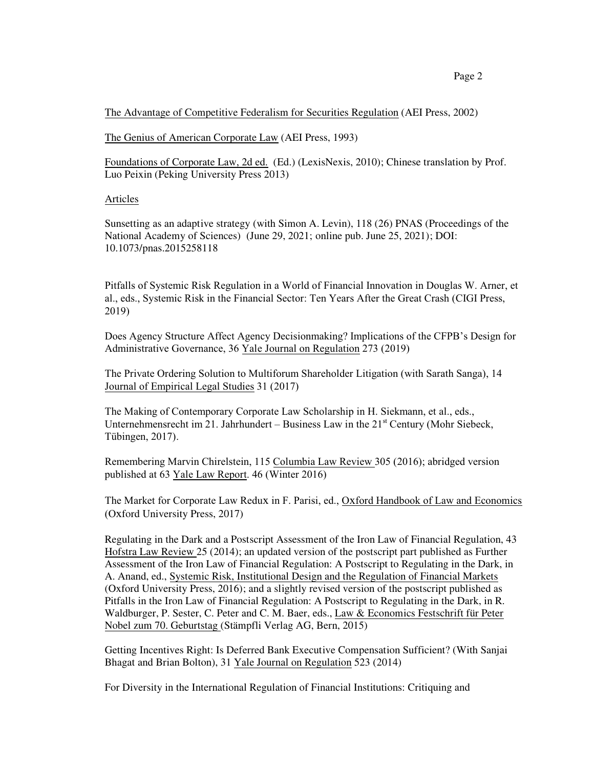<u>The Advantage of Competitive Federalism for Securities Regulation</u> (AEI Press, 2002)

<u>The Genius of American Corporate Law</u> (AEI Press, 1993)

<u>Foundations of Corporate Law, 2d ed.</u> (Ed.) (LexisNexis, 2010); Chinese translation by Prof. Luo Peixin (Peking University Press 2013)

<u>Articles</u>

Sunsetting as an adaptive strategy (with Simon A. Levin), 118 (26) PNAS (Proceedings of the National Academy of Sciences) (June 29, 2021; online pub. June 25, 2021); DOI: 10.1073/pnas.2015258118

Pitfalls of Systemic Risk Regulation in a World of Financial Innovation in Douglas W. Arner, et al., eds., Systemic Risk in the Financial Sector: Ten Years After the Great Crash (CIGI Press, 2019)

Does Agency Structure Affect Agency Decisionmaking? Implications of the CFPB's Design for Administrative Governance, 36 <u>Yale Journal on Regulation</u> 273 (2019)

The Private Ordering Solution to Multiforum Shareholder Litigation (with Sarath Sanga), 14 <u>Journal of Empirical Legal Studies</u> 31 (2017)

The Making of Contemporary Corporate Law Scholarship in H. Siekmann, et al., eds., Unternehmensrecht im 21. Jahrhundert – Business Law in the 21st Century (Mohr Siebeck, Tübingen, 2017).

Remembering Marvin Chirelstein, 115 <u>Columbia Law Review</u> 305 (2016); abridged version published at 63 <u>Yale Law Report</u>. 46 (Winter 2016)

The Market for Corporate Law Redux in F. Parisi, ed., <u>Oxford Handbook of Law and Economics</u> (Oxford University Press, 2017)

Regulating in the Dark and a Postscript Assessment of the Iron Law of Financial Regulation, 43 <u>Hofstra Law Review</u> 25 (2014); an updated version of the postscript part published as Further Assessment of the Iron Law of Financial Regulation: A Postscript to Regulating in the Dark, in A. Anand, ed., <u>Systemic Risk, Institutional Design and the Regulation of Financial Markets</u> (Oxford University Press, 2016); and a slightly revised version of the postscript published as Pitfalls in the Iron Law of Financial Regulation: A Postscript to Regulating in the Dark, in R. Waldburger, P. Sester, C. Peter and C. M. Baer, eds., <u>Law & Economics Festschrift für Peter Nobel zum 70. Geburtstag</u> (Stämpfli Verlag AG, Bern, 2015)

Getting Incentives Right: Is Deferred Bank Executive Compensation Sufficient? (With Sanjai Bhagat and Brian Bolton), 31 <u>Yale Journal on Regulation</u> 523 (2014)

For Diversity in the International Regulation of Financial Institutions: Critiquing and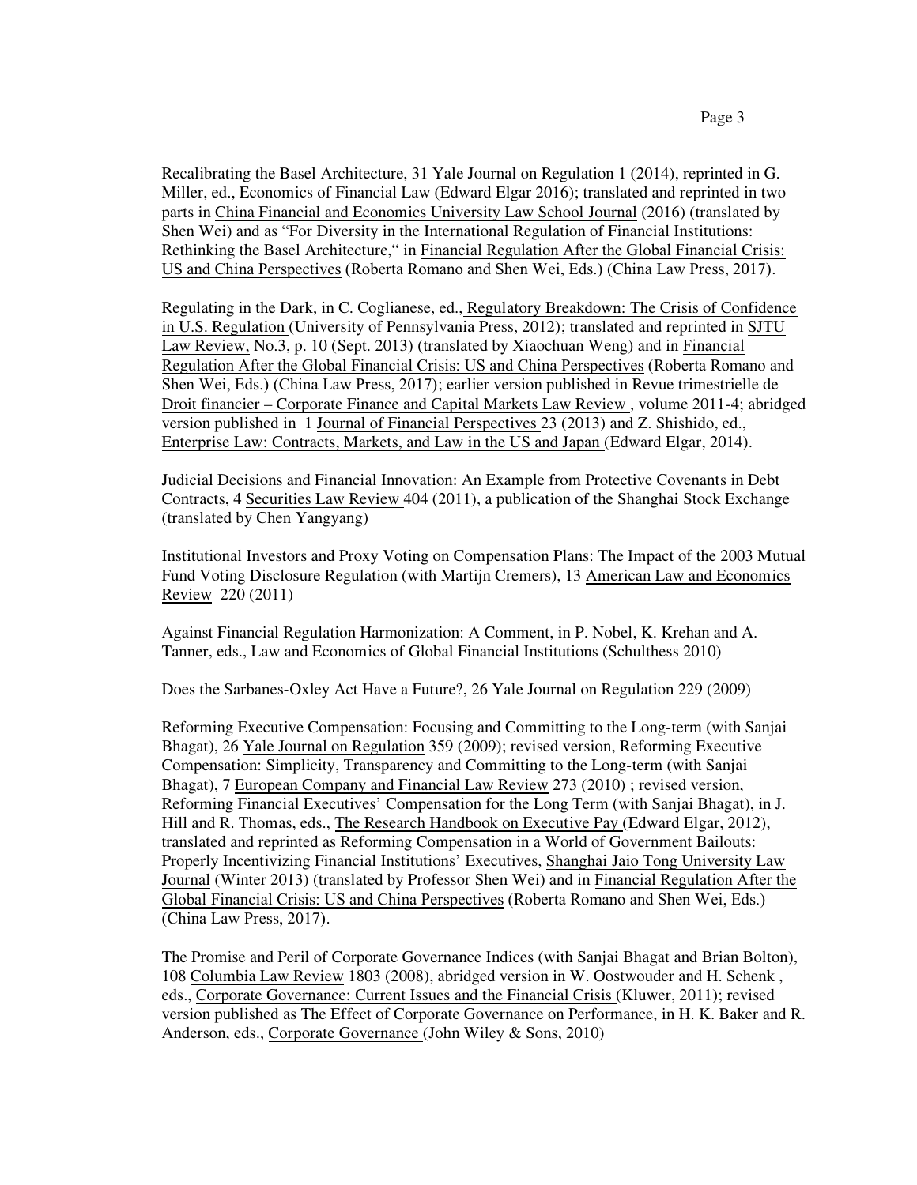Recalibrating the Basel Architecture, 31 Yale Journal on Regulation 1 (2014), reprinted in G. Miller, ed., Economics of Financial Law (Edward Elgar 2016); translated and reprinted in two parts in China Financial and Economics University Law School Journal (2016) (translated by Shen Wei) and as "For Diversity in the International Regulation of Financial Institutions: Rethinking the Basel Architecture," in Financial Regulation After the Global Financial Crisis: US and China Perspectives (Roberta Romano and Shen Wei, Eds.) (China Law Press, 2017).

Regulating in the Dark, in C. Coglianese, ed., Regulatory Breakdown: The Crisis of Confidence in U.S. Regulation (University of Pennsylvania Press, 2012); translated and reprinted in SJTU Law Review, No.3, p. 10 (Sept. 2013) (translated by Xiaochuan Weng) and in Financial Regulation After the Global Financial Crisis: US and China Perspectives (Roberta Romano and Shen Wei, Eds.) (China Law Press, 2017); earlier version published in Revue trimestrielle de Droit financier – Corporate Finance and Capital Markets Law Review , volume 2011-4; abridged version published in 1 Journal of Financial Perspectives 23 (2013) and Z. Shishido, ed., Enterprise Law: Contracts, Markets, and Law in the US and Japan (Edward Elgar, 2014).

Judicial Decisions and Financial Innovation: An Example from Protective Covenants in Debt Contracts, 4 Securities Law Review 404 (2011), a publication of the Shanghai Stock Exchange (translated by Chen Yangyang)

Institutional Investors and Proxy Voting on Compensation Plans: The Impact of the 2003 Mutual Fund Voting Disclosure Regulation (with Martijn Cremers), 13 American Law and Economics Review 220 (2011)

Against Financial Regulation Harmonization: A Comment, in P. Nobel, K. Krehan and A. Tanner, eds., Law and Economics of Global Financial Institutions (Schulthess 2010)

Does the Sarbanes-Oxley Act Have a Future?, 26 Yale Journal on Regulation 229 (2009)

Reforming Executive Compensation: Focusing and Committing to the Long-term (with Sanjai Bhagat), 26 Yale Journal on Regulation 359 (2009); revised version, Reforming Executive Compensation: Simplicity, Transparency and Committing to the Long-term (with Sanjai Bhagat), 7 European Company and Financial Law Review 273 (2010) ; revised version, Reforming Financial Executives' Compensation for the Long Term (with Sanjai Bhagat), in J. Hill and R. Thomas, eds., The Research Handbook on Executive Pay (Edward Elgar, 2012), translated and reprinted as Reforming Compensation in a World of Government Bailouts: Properly Incentivizing Financial Institutions' Executives, Shanghai Jaio Tong University Law Journal (Winter 2013) (translated by Professor Shen Wei) and in Financial Regulation After the Global Financial Crisis: US and China Perspectives (Roberta Romano and Shen Wei, Eds.) (China Law Press, 2017).

The Promise and Peril of Corporate Governance Indices (with Sanjai Bhagat and Brian Bolton), 108 Columbia Law Review 1803 (2008), abridged version in W. Oostwouder and H. Schenk , eds., Corporate Governance: Current Issues and the Financial Crisis (Kluwer, 2011); revised version published as The Effect of Corporate Governance on Performance, in H. K. Baker and R. Anderson, eds., Corporate Governance (John Wiley & Sons, 2010)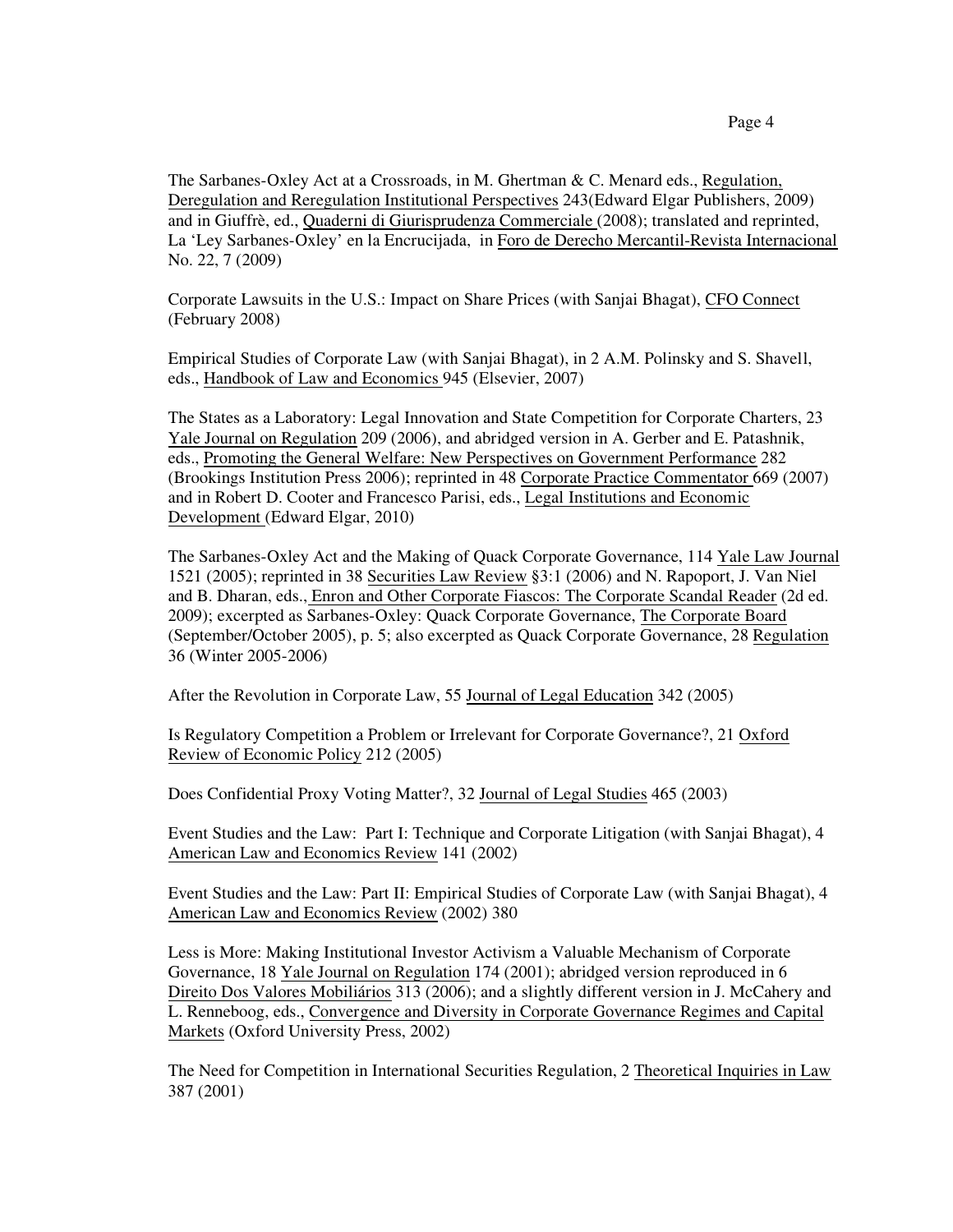The Sarbanes-Oxley Act at a Crossroads, in M. Ghertman & C. Menard eds., Regulation, Deregulation and Reregulation Institutional Perspectives 243(Edward Elgar Publishers, 2009) and in Giuffrè, ed., Quaderni di Giurisprudenza Commerciale (2008); translated and reprinted, La 'Ley Sarbanes-Oxley' en la Encrucijada, in Foro de Derecho Mercantil-Revista Internacional No. 22, 7 (2009)

Corporate Lawsuits in the U.S.: Impact on Share Prices (with Sanjai Bhagat), CFO Connect (February 2008)

Empirical Studies of Corporate Law (with Sanjai Bhagat), in 2 A.M. Polinsky and S. Shavell, eds., Handbook of Law and Economics 945 (Elsevier, 2007)

The States as a Laboratory: Legal Innovation and State Competition for Corporate Charters, 23 Yale Journal on Regulation 209 (2006), and abridged version in A. Gerber and E. Patashnik, eds., Promoting the General Welfare: New Perspectives on Government Performance 282 (Brookings Institution Press 2006); reprinted in 48 Corporate Practice Commentator 669 (2007) and in Robert D. Cooter and Francesco Parisi, eds., Legal Institutions and Economic Development (Edward Elgar, 2010)

The Sarbanes-Oxley Act and the Making of Quack Corporate Governance, 114 Yale Law Journal 1521 (2005); reprinted in 38 Securities Law Review §3:1 (2006) and N. Rapoport, J. Van Niel and B. Dharan, eds., Enron and Other Corporate Fiascos: The Corporate Scandal Reader (2d ed. 2009); excerpted as Sarbanes-Oxley: Quack Corporate Governance, The Corporate Board (September/October 2005), p. 5; also excerpted as Quack Corporate Governance, 28 Regulation 36 (Winter 2005-2006)

After the Revolution in Corporate Law, 55 Journal of Legal Education 342 (2005)

Is Regulatory Competition a Problem or Irrelevant for Corporate Governance?, 21 Oxford Review of Economic Policy 212 (2005)

Does Confidential Proxy Voting Matter?, 32 Journal of Legal Studies 465 (2003)

Event Studies and the Law: Part I: Technique and Corporate Litigation (with Sanjai Bhagat), 4 American Law and Economics Review 141 (2002)

Event Studies and the Law: Part II: Empirical Studies of Corporate Law (with Sanjai Bhagat), 4 American Law and Economics Review (2002) 380

Less is More: Making Institutional Investor Activism a Valuable Mechanism of Corporate Governance, 18 Yale Journal on Regulation 174 (2001); abridged version reproduced in 6 Direito Dos Valores Mobiliários 313 (2006); and a slightly different version in J. McCahery and L. Renneboog, eds., Convergence and Diversity in Corporate Governance Regimes and Capital Markets (Oxford University Press, 2002)

The Need for Competition in International Securities Regulation, 2 Theoretical Inquiries in Law 387 (2001)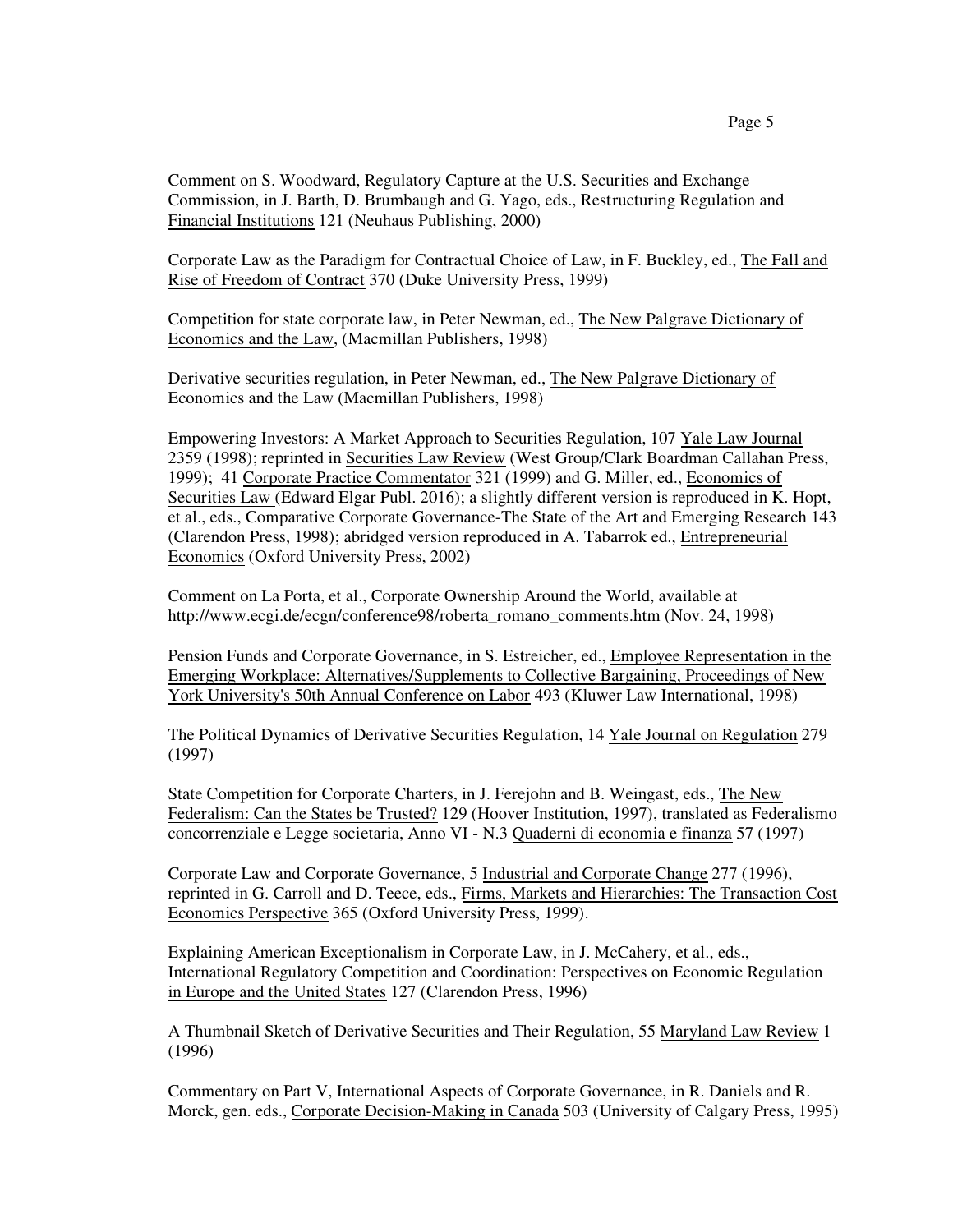Comment on S. Woodward, Regulatory Capture at the U.S. Securities and Exchange Commission, in J. Barth, D. Brumbaugh and G. Yago, eds., Restructuring Regulation and Financial Institutions 121 (Neuhaus Publishing, 2000)

Corporate Law as the Paradigm for Contractual Choice of Law, in F. Buckley, ed., The Fall and Rise of Freedom of Contract 370 (Duke University Press, 1999)

Competition for state corporate law, in Peter Newman, ed., The New Palgrave Dictionary of Economics and the Law, (Macmillan Publishers, 1998)

Derivative securities regulation, in Peter Newman, ed., The New Palgrave Dictionary of Economics and the Law (Macmillan Publishers, 1998)

Empowering Investors: A Market Approach to Securities Regulation, 107 Yale Law Journal 2359 (1998); reprinted in Securities Law Review (West Group/Clark Boardman Callahan Press, 1999); 41 Corporate Practice Commentator 321 (1999) and G. Miller, ed., Economics of Securities Law (Edward Elgar Publ. 2016); a slightly different version is reproduced in K. Hopt, et al., eds., Comparative Corporate Governance-The State of the Art and Emerging Research 143 (Clarendon Press, 1998); abridged version reproduced in A. Tabarrok ed., Entrepreneurial Economics (Oxford University Press, 2002)

Comment on La Porta, et al., Corporate Ownership Around the World, available at http://www.ecgi.de/ecgn/conference98/roberta_romano_comments.htm (Nov. 24, 1998)

Pension Funds and Corporate Governance, in S. Estreicher, ed., Employee Representation in the Emerging Workplace: Alternatives/Supplements to Collective Bargaining, Proceedings of New York University's 50th Annual Conference on Labor 493 (Kluwer Law International, 1998)

The Political Dynamics of Derivative Securities Regulation, 14 Yale Journal on Regulation 279 (1997)

State Competition for Corporate Charters, in J. Ferejohn and B. Weingast, eds., The New Federalism: Can the States be Trusted? 129 (Hoover Institution, 1997), translated as Federalismo concorrenziale e Legge societaria, Anno VI - N.3 Quaderni di economia e finanza 57 (1997)

Corporate Law and Corporate Governance, 5 Industrial and Corporate Change 277 (1996), reprinted in G. Carroll and D. Teece, eds., Firms, Markets and Hierarchies: The Transaction Cost Economics Perspective 365 (Oxford University Press, 1999).

Explaining American Exceptionalism in Corporate Law, in J. McCahery, et al., eds., International Regulatory Competition and Coordination: Perspectives on Economic Regulation in Europe and the United States 127 (Clarendon Press, 1996)

A Thumbnail Sketch of Derivative Securities and Their Regulation, 55 Maryland Law Review 1 (1996)

Commentary on Part V, International Aspects of Corporate Governance, in R. Daniels and R. Morck, gen. eds., Corporate Decision-Making in Canada 503 (University of Calgary Press, 1995)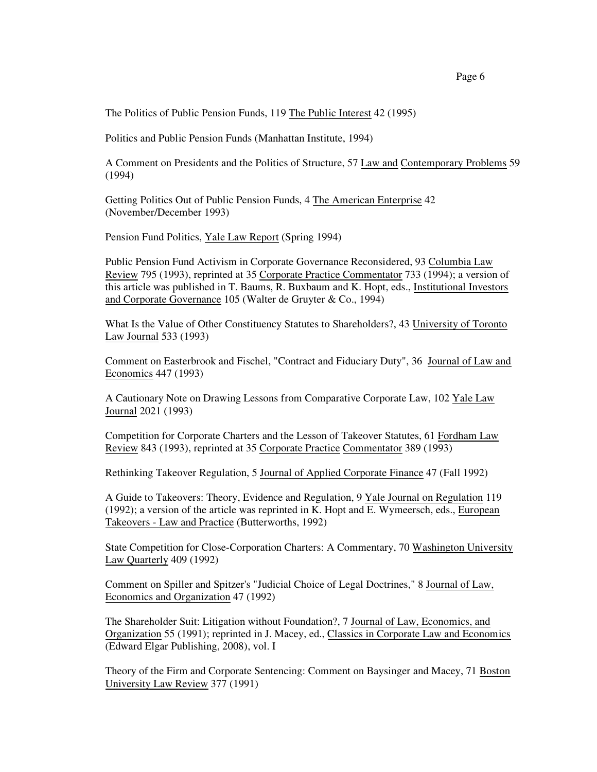The Politics of Public Pension Funds, 119 The Public Interest 42 (1995)

Politics and Public Pension Funds (Manhattan Institute, 1994)

A Comment on Presidents and the Politics of Structure, 57 Law and Contemporary Problems 59 (1994)

Getting Politics Out of Public Pension Funds, 4 The American Enterprise 42 (November/December 1993)

Pension Fund Politics, Yale Law Report (Spring 1994)

Public Pension Fund Activism in Corporate Governance Reconsidered, 93 Columbia Law Review 795 (1993), reprinted at 35 Corporate Practice Commentator 733 (1994); a version of this article was published in T. Baums, R. Buxbaum and K. Hopt, eds., Institutional Investors and Corporate Governance 105 (Walter de Gruyter & Co., 1994)

What Is the Value of Other Constituency Statutes to Shareholders?, 43 University of Toronto Law Journal 533 (1993)

Comment on Easterbrook and Fischel, "Contract and Fiduciary Duty", 36 Journal of Law and Economics 447 (1993)

A Cautionary Note on Drawing Lessons from Comparative Corporate Law, 102 Yale Law Journal 2021 (1993)

Competition for Corporate Charters and the Lesson of Takeover Statutes, 61 Fordham Law Review 843 (1993), reprinted at 35 Corporate Practice Commentator 389 (1993)

Rethinking Takeover Regulation, 5 Journal of Applied Corporate Finance 47 (Fall 1992)

A Guide to Takeovers: Theory, Evidence and Regulation, 9 Yale Journal on Regulation 119 (1992); a version of the article was reprinted in K. Hopt and E. Wymeersch, eds., European Takeovers - Law and Practice (Butterworths, 1992)

State Competition for Close-Corporation Charters: A Commentary, 70 Washington University Law Quarterly 409 (1992)

Comment on Spiller and Spitzer's "Judicial Choice of Legal Doctrines," 8 Journal of Law, Economics and Organization 47 (1992)

The Shareholder Suit: Litigation without Foundation?, 7 Journal of Law, Economics, and Organization 55 (1991); reprinted in J. Macey, ed., Classics in Corporate Law and Economics (Edward Elgar Publishing, 2008), vol. I

Theory of the Firm and Corporate Sentencing: Comment on Baysinger and Macey, 71 Boston University Law Review 377 (1991)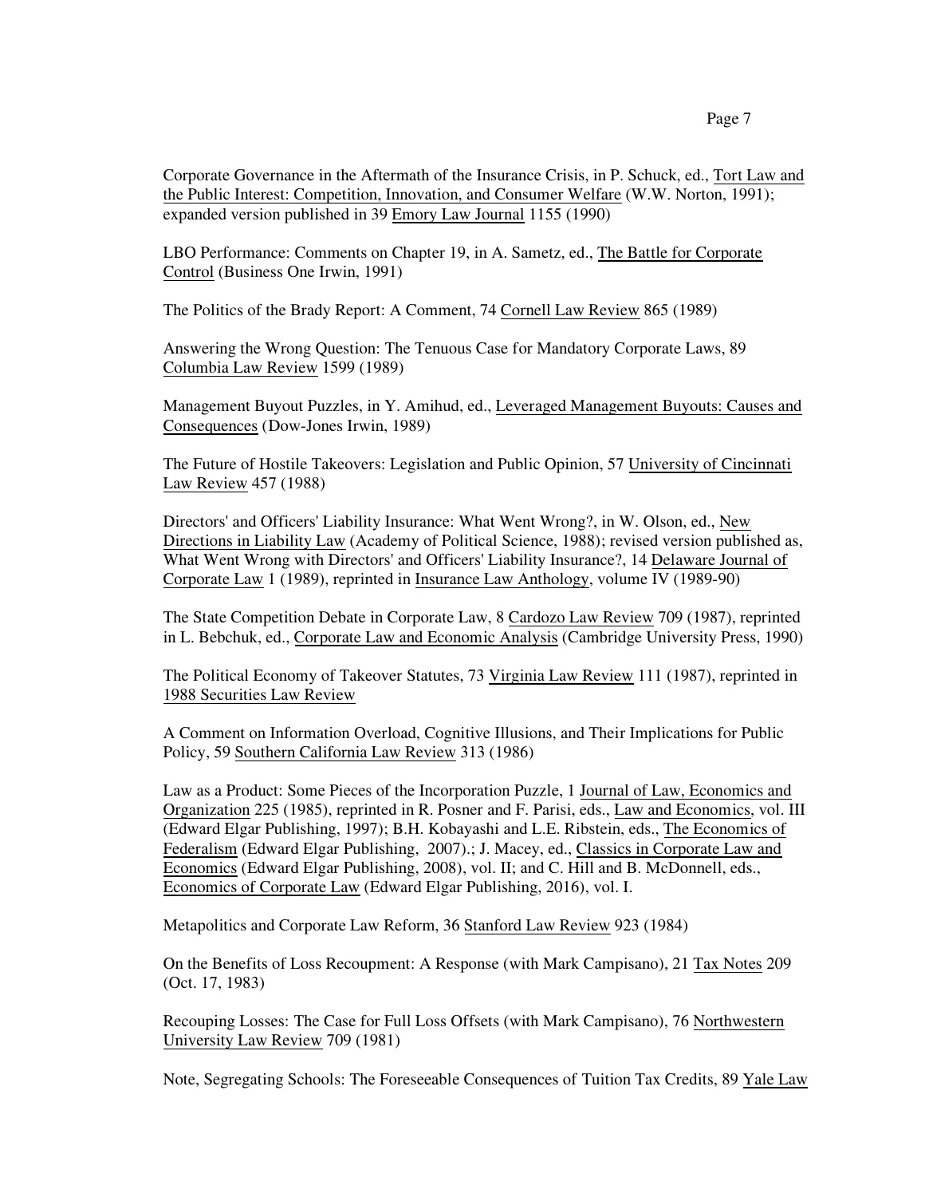Corporate Governance in the Aftermath of the Insurance Crisis, in P. Schuck, ed., Tort Law and the Public Interest: Competition, Innovation, and Consumer Welfare (W.W. Norton, 1991); expanded version published in 39 Emory Law Journal 1155 (1990)

LBO Performance: Comments on Chapter 19, in A. Sametz, ed., The Battle for Corporate Control (Business One Irwin, 1991)

The Politics of the Brady Report: A Comment, 74 Cornell Law Review 865 (1989)

Answering the Wrong Question: The Tenuous Case for Mandatory Corporate Laws, 89 Columbia Law Review 1599 (1989)

Management Buyout Puzzles, in Y. Amihud, ed., Leveraged Management Buyouts: Causes and Consequences (Dow-Jones Irwin, 1989)

The Future of Hostile Takeovers: Legislation and Public Opinion, 57 University of Cincinnati Law Review 457 (1988)

Directors' and Officers' Liability Insurance: What Went Wrong?, in W. Olson, ed., New Directions in Liability Law (Academy of Political Science, 1988); revised version published as, What Went Wrong with Directors' and Officers' Liability Insurance?, 14 Delaware Journal of Corporate Law 1 (1989), reprinted in Insurance Law Anthology, volume IV (1989-90)

The State Competition Debate in Corporate Law, 8 Cardozo Law Review 709 (1987), reprinted in L. Bebchuk, ed., Corporate Law and Economic Analysis (Cambridge University Press, 1990)

The Political Economy of Takeover Statutes, 73 Virginia Law Review 111 (1987), reprinted in 1988 Securities Law Review

A Comment on Information Overload, Cognitive Illusions, and Their Implications for Public Policy, 59 Southern California Law Review 313 (1986)

Law as a Product: Some Pieces of the Incorporation Puzzle, 1 Journal of Law, Economics and Organization 225 (1985), reprinted in R. Posner and F. Parisi, eds., Law and Economics, vol. III (Edward Elgar Publishing, 1997); B.H. Kobayashi and L.E. Ribstein, eds., The Economics of Federalism (Edward Elgar Publishing, 2007).; J. Macey, ed., Classics in Corporate Law and Economics (Edward Elgar Publishing, 2008), vol. II; and C. Hill and B. McDonnell, eds., Economics of Corporate Law (Edward Elgar Publishing, 2016), vol. I.

Metapolitics and Corporate Law Reform, 36 Stanford Law Review 923 (1984)

On the Benefits of Loss Recoupment: A Response (with Mark Campisano), 21 Tax Notes 209 (Oct. 17, 1983)

Recouping Losses: The Case for Full Loss Offsets (with Mark Campisano), 76 Northwestern University Law Review 709 (1981)

Note, Segregating Schools: The Foreseeable Consequences of Tuition Tax Credits, 89 Yale Law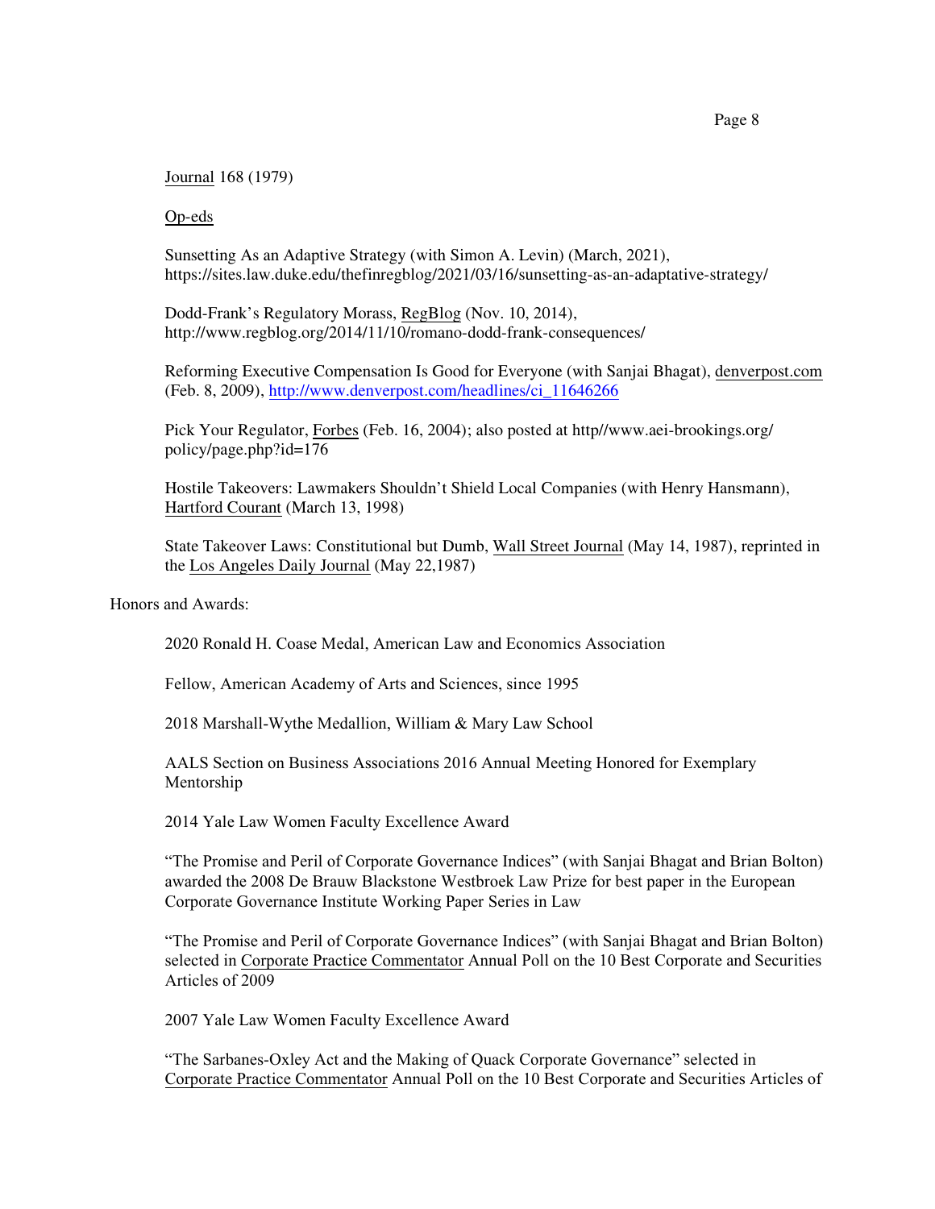Journal 168 (1979)

Op-eds

Sunsetting As an Adaptive Strategy (with Simon A. Levin) (March, 2021), https://sites.law.duke.edu/thefinregblog/2021/03/16/sunsetting-as-an-adaptative-strategy/

Dodd-Frank's Regulatory Morass, RegBlog (Nov. 10, 2014), http://www.regblog.org/2014/11/10/romano-dodd-frank-consequences/

Reforming Executive Compensation Is Good for Everyone (with Sanjai Bhagat), denverpost.com (Feb. 8, 2009), http://www.denverpost.com/headlines/ci_11646266

Pick Your Regulator, Forbes (Feb. 16, 2004); also posted at http//www.aei-brookings.org/policy/page.php?id=176

Hostile Takeovers: Lawmakers Shouldn't Shield Local Companies (with Henry Hansmann), Hartford Courant (March 13, 1998)

State Takeover Laws: Constitutional but Dumb, Wall Street Journal (May 14, 1987), reprinted in the Los Angeles Daily Journal (May 22,1987)

Honors and Awards:

2020 Ronald H. Coase Medal, American Law and Economics Association

Fellow, American Academy of Arts and Sciences, since 1995

2018 Marshall-Wythe Medallion, William & Mary Law School

AALS Section on Business Associations 2016 Annual Meeting Honored for Exemplary Mentorship

2014 Yale Law Women Faculty Excellence Award

"The Promise and Peril of Corporate Governance Indices" (with Sanjai Bhagat and Brian Bolton) awarded the 2008 De Brauw Blackstone Westbroek Law Prize for best paper in the European Corporate Governance Institute Working Paper Series in Law

"The Promise and Peril of Corporate Governance Indices" (with Sanjai Bhagat and Brian Bolton) selected in Corporate Practice Commentator Annual Poll on the 10 Best Corporate and Securities Articles of 2009

2007 Yale Law Women Faculty Excellence Award

"The Sarbanes-Oxley Act and the Making of Quack Corporate Governance" selected in Corporate Practice Commentator Annual Poll on the 10 Best Corporate and Securities Articles of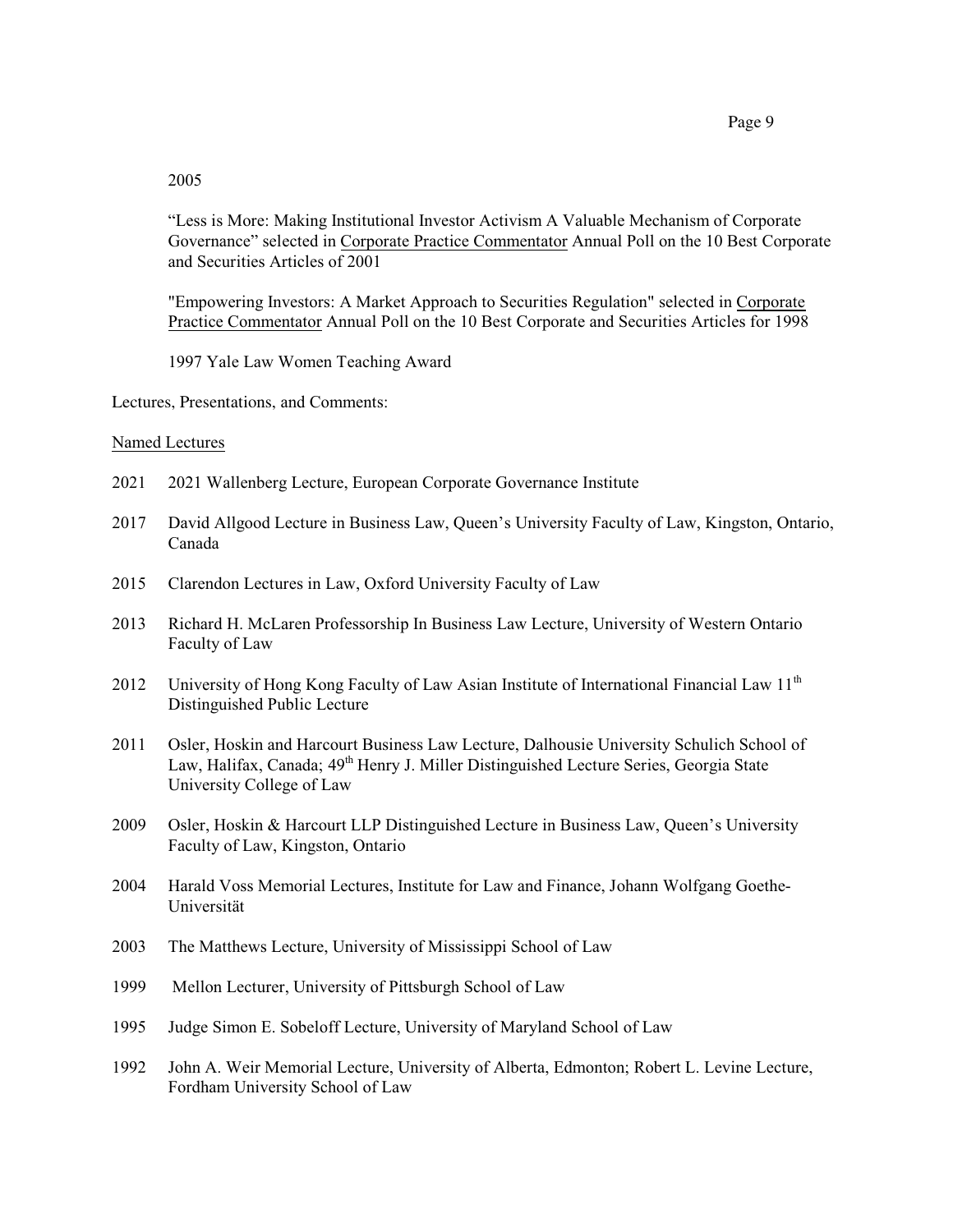2005

"Less is More: Making Institutional Investor Activism A Valuable Mechanism of Corporate Governance" selected in Corporate Practice Commentator Annual Poll on the 10 Best Corporate and Securities Articles of 2001

"Empowering Investors: A Market Approach to Securities Regulation" selected in Corporate Practice Commentator Annual Poll on the 10 Best Corporate and Securities Articles for 1998

1997 Yale Law Women Teaching Award

Lectures, Presentations, and Comments:

Named Lectures

2021 2021 Wallenberg Lecture, European Corporate Governance Institute

2017 David Allgood Lecture in Business Law, Queen's University Faculty of Law, Kingston, Ontario, Canada

2015 Clarendon Lectures in Law, Oxford University Faculty of Law

2013 Richard H. McLaren Professorship In Business Law Lecture, University of Western Ontario Faculty of Law

2012 University of Hong Kong Faculty of Law Asian Institute of International Financial Law 11th Distinguished Public Lecture

2011 Osler, Hoskin and Harcourt Business Law Lecture, Dalhousie University Schulich School of Law, Halifax, Canada; 49th Henry J. Miller Distinguished Lecture Series, Georgia State University College of Law

2009 Osler, Hoskin & Harcourt LLP Distinguished Lecture in Business Law, Queen's University Faculty of Law, Kingston, Ontario

2004 Harald Voss Memorial Lectures, Institute for Law and Finance, Johann Wolfgang Goethe-Universität

2003 The Matthews Lecture, University of Mississippi School of Law

1999 Mellon Lecturer, University of Pittsburgh School of Law

1995 Judge Simon E. Sobeloff Lecture, University of Maryland School of Law

1992 John A. Weir Memorial Lecture, University of Alberta, Edmonton; Robert L. Levine Lecture, Fordham University School of Law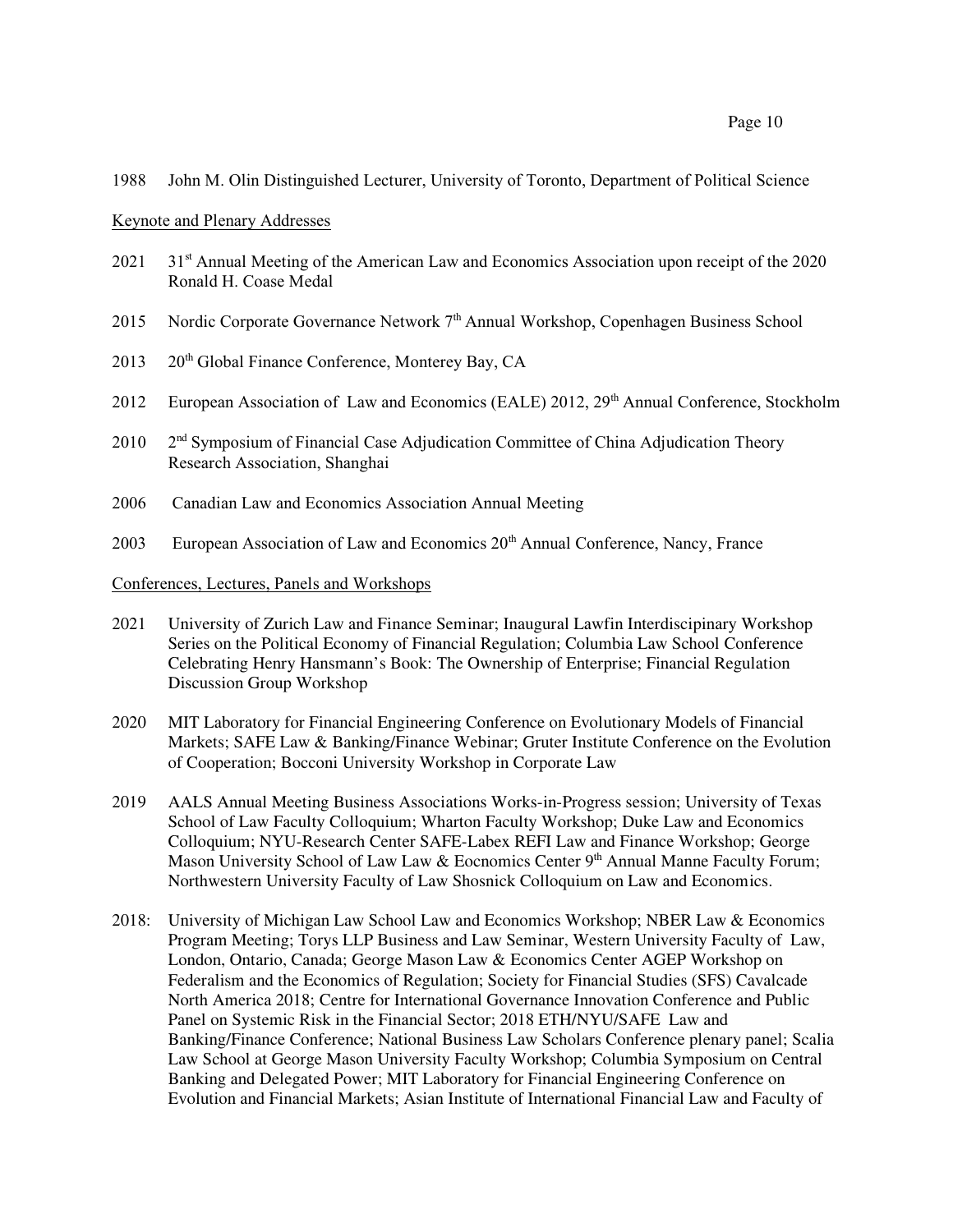1988 John M. Olin Distinguished Lecturer, University of Toronto, Department of Political Science

Keynote and Plenary Addresses

2021 31st Annual Meeting of the American Law and Economics Association upon receipt of the 2020 Ronald H. Coase Medal

2015 Nordic Corporate Governance Network 7th Annual Workshop, Copenhagen Business School

2013 20th Global Finance Conference, Monterey Bay, CA

2012 European Association of Law and Economics (EALE) 2012, 29th Annual Conference, Stockholm

2010 2nd Symposium of Financial Case Adjudication Committee of China Adjudication Theory Research Association, Shanghai

2006 Canadian Law and Economics Association Annual Meeting

2003 European Association of Law and Economics 20th Annual Conference, Nancy, France

Conferences, Lectures, Panels and Workshops

2021 University of Zurich Law and Finance Seminar; Inaugural Lawfin Interdiscipinary Workshop Series on the Political Economy of Financial Regulation; Columbia Law School Conference Celebrating Henry Hansmann's Book: The Ownership of Enterprise; Financial Regulation Discussion Group Workshop

2020 MIT Laboratory for Financial Engineering Conference on Evolutionary Models of Financial Markets; SAFE Law & Banking/Finance Webinar; Gruter Institute Conference on the Evolution of Cooperation; Bocconi University Workshop in Corporate Law

2019 AALS Annual Meeting Business Associations Works-in-Progress session; University of Texas School of Law Faculty Colloquium; Wharton Faculty Workshop; Duke Law and Economics Colloquium; NYU-Research Center SAFE-Labex REFI Law and Finance Workshop; George Mason University School of Law Law & Eocnomics Center 9th Annual Manne Faculty Forum; Northwestern University Faculty of Law Shosnick Colloquium on Law and Economics.

2018: University of Michigan Law School Law and Economics Workshop; NBER Law & Economics Program Meeting; Torys LLP Business and Law Seminar, Western University Faculty of Law, London, Ontario, Canada; George Mason Law & Economics Center AGEP Workshop on Federalism and the Economics of Regulation; Society for Financial Studies (SFS) Cavalcade North America 2018; Centre for International Governance Innovation Conference and Public Panel on Systemic Risk in the Financial Sector; 2018 ETH/NYU/SAFE Law and Banking/Finance Conference; National Business Law Scholars Conference plenary panel; Scalia Law School at George Mason University Faculty Workshop; Columbia Symposium on Central Banking and Delegated Power; MIT Laboratory for Financial Engineering Conference on Evolution and Financial Markets; Asian Institute of International Financial Law and Faculty of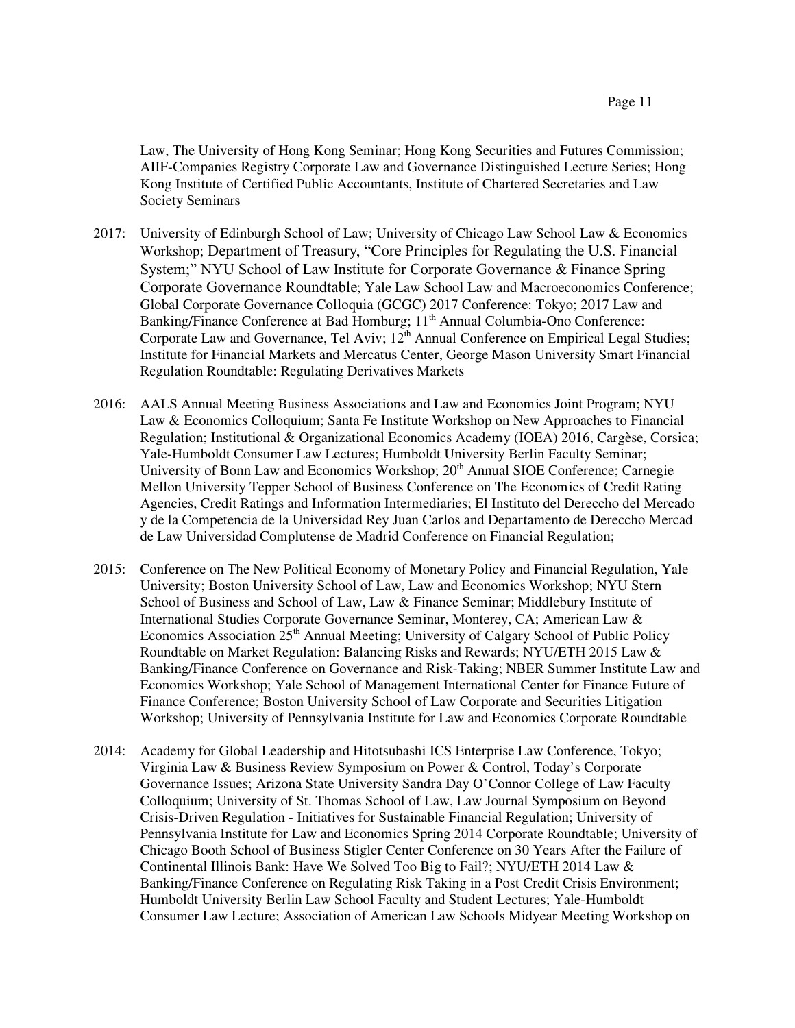Law, The University of Hong Kong Seminar; Hong Kong Securities and Futures Commission; AIIF-Companies Registry Corporate Law and Governance Distinguished Lecture Series; Hong Kong Institute of Certified Public Accountants, Institute of Chartered Secretaries and Law Society Seminars

2017: University of Edinburgh School of Law; University of Chicago Law School Law & Economics Workshop; Department of Treasury, "Core Principles for Regulating the U.S. Financial System;" NYU School of Law Institute for Corporate Governance & Finance Spring Corporate Governance Roundtable; Yale Law School Law and Macroeconomics Conference; Global Corporate Governance Colloquia (GCGC) 2017 Conference: Tokyo; 2017 Law and Banking/Finance Conference at Bad Homburg; 11th Annual Columbia-Ono Conference: Corporate Law and Governance, Tel Aviv; 12th Annual Conference on Empirical Legal Studies; Institute for Financial Markets and Mercatus Center, George Mason University Smart Financial Regulation Roundtable: Regulating Derivatives Markets

2016: AALS Annual Meeting Business Associations and Law and Economics Joint Program; NYU Law & Economics Colloquium; Santa Fe Institute Workshop on New Approaches to Financial Regulation; Institutional & Organizational Economics Academy (IOEA) 2016, Cargèse, Corsica; Yale-Humboldt Consumer Law Lectures; Humboldt University Berlin Faculty Seminar; University of Bonn Law and Economics Workshop; 20th Annual SIOE Conference; Carnegie Mellon University Tepper School of Business Conference on The Economics of Credit Rating Agencies, Credit Ratings and Information Intermediaries; El Instituto del Dereccho del Mercado y de la Competencia de la Universidad Rey Juan Carlos and Departamento de Dereccho Mercad de Law Universidad Complutense de Madrid Conference on Financial Regulation;

2015: Conference on The New Political Economy of Monetary Policy and Financial Regulation, Yale University; Boston University School of Law, Law and Economics Workshop; NYU Stern School of Business and School of Law, Law & Finance Seminar; Middlebury Institute of International Studies Corporate Governance Seminar, Monterey, CA; American Law & Economics Association 25th Annual Meeting; University of Calgary School of Public Policy Roundtable on Market Regulation: Balancing Risks and Rewards; NYU/ETH 2015 Law & Banking/Finance Conference on Governance and Risk-Taking; NBER Summer Institute Law and Economics Workshop; Yale School of Management International Center for Finance Future of Finance Conference; Boston University School of Law Corporate and Securities Litigation Workshop; University of Pennsylvania Institute for Law and Economics Corporate Roundtable

2014: Academy for Global Leadership and Hitotsubashi ICS Enterprise Law Conference, Tokyo; Virginia Law & Business Review Symposium on Power & Control, Today's Corporate Governance Issues; Arizona State University Sandra Day O'Connor College of Law Faculty Colloquium; University of St. Thomas School of Law, Law Journal Symposium on Beyond Crisis-Driven Regulation - Initiatives for Sustainable Financial Regulation; University of Pennsylvania Institute for Law and Economics Spring 2014 Corporate Roundtable; University of Chicago Booth School of Business Stigler Center Conference on 30 Years After the Failure of Continental Illinois Bank: Have We Solved Too Big to Fail?; NYU/ETH 2014 Law & Banking/Finance Conference on Regulating Risk Taking in a Post Credit Crisis Environment; Humboldt University Berlin Law School Faculty and Student Lectures; Yale-Humboldt Consumer Law Lecture; Association of American Law Schools Midyear Meeting Workshop on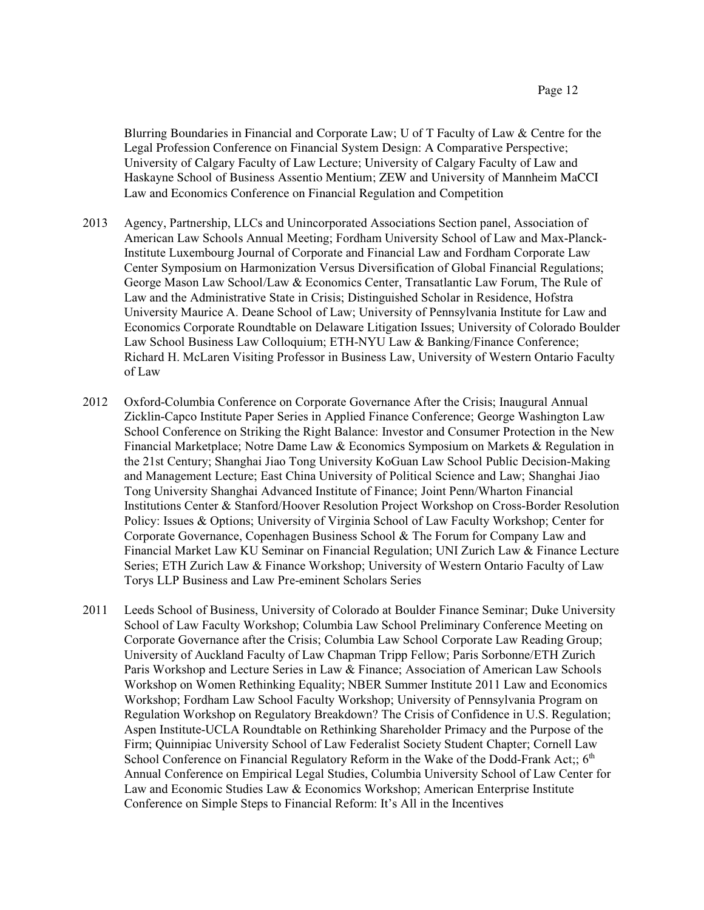Blurring Boundaries in Financial and Corporate Law; U of T Faculty of Law & Centre for the Legal Profession Conference on Financial System Design: A Comparative Perspective; University of Calgary Faculty of Law Lecture; University of Calgary Faculty of Law and Haskayne School of Business Assentio Mentium; ZEW and University of Mannheim MaCCI Law and Economics Conference on Financial Regulation and Competition

2013 Agency, Partnership, LLCs and Unincorporated Associations Section panel, Association of American Law Schools Annual Meeting; Fordham University School of Law and Max-Planck-Institute Luxembourg Journal of Corporate and Financial Law and Fordham Corporate Law Center Symposium on Harmonization Versus Diversification of Global Financial Regulations; George Mason Law School/Law & Economics Center, Transatlantic Law Forum, The Rule of Law and the Administrative State in Crisis; Distinguished Scholar in Residence, Hofstra University Maurice A. Deane School of Law; University of Pennsylvania Institute for Law and Economics Corporate Roundtable on Delaware Litigation Issues; University of Colorado Boulder Law School Business Law Colloquium; ETH-NYU Law & Banking/Finance Conference; Richard H. McLaren Visiting Professor in Business Law, University of Western Ontario Faculty of Law

2012 Oxford-Columbia Conference on Corporate Governance After the Crisis; Inaugural Annual Zicklin-Capco Institute Paper Series in Applied Finance Conference; George Washington Law School Conference on Striking the Right Balance: Investor and Consumer Protection in the New Financial Marketplace; Notre Dame Law & Economics Symposium on Markets & Regulation in the 21st Century; Shanghai Jiao Tong University KoGuan Law School Public Decision-Making and Management Lecture; East China University of Political Science and Law; Shanghai Jiao Tong University Shanghai Advanced Institute of Finance; Joint Penn/Wharton Financial Institutions Center & Stanford/Hoover Resolution Project Workshop on Cross-Border Resolution Policy: Issues & Options; University of Virginia School of Law Faculty Workshop; Center for Corporate Governance, Copenhagen Business School & The Forum for Company Law and Financial Market Law KU Seminar on Financial Regulation; UNI Zurich Law & Finance Lecture Series; ETH Zurich Law & Finance Workshop; University of Western Ontario Faculty of Law Torys LLP Business and Law Pre-eminent Scholars Series

2011 Leeds School of Business, University of Colorado at Boulder Finance Seminar; Duke University School of Law Faculty Workshop; Columbia Law School Preliminary Conference Meeting on Corporate Governance after the Crisis; Columbia Law School Corporate Law Reading Group; University of Auckland Faculty of Law Chapman Tripp Fellow; Paris Sorbonne/ETH Zurich Paris Workshop and Lecture Series in Law & Finance; Association of American Law Schools Workshop on Women Rethinking Equality; NBER Summer Institute 2011 Law and Economics Workshop; Fordham Law School Faculty Workshop; University of Pennsylvania Program on Regulation Workshop on Regulatory Breakdown? The Crisis of Confidence in U.S. Regulation; Aspen Institute-UCLA Roundtable on Rethinking Shareholder Primacy and the Purpose of the Firm; Quinnipiac University School of Law Federalist Society Student Chapter; Cornell Law School Conference on Financial Regulatory Reform in the Wake of the Dodd-Frank Act;; 6th Annual Conference on Empirical Legal Studies, Columbia University School of Law Center for Law and Economic Studies Law & Economics Workshop; American Enterprise Institute Conference on Simple Steps to Financial Reform: It's All in the Incentives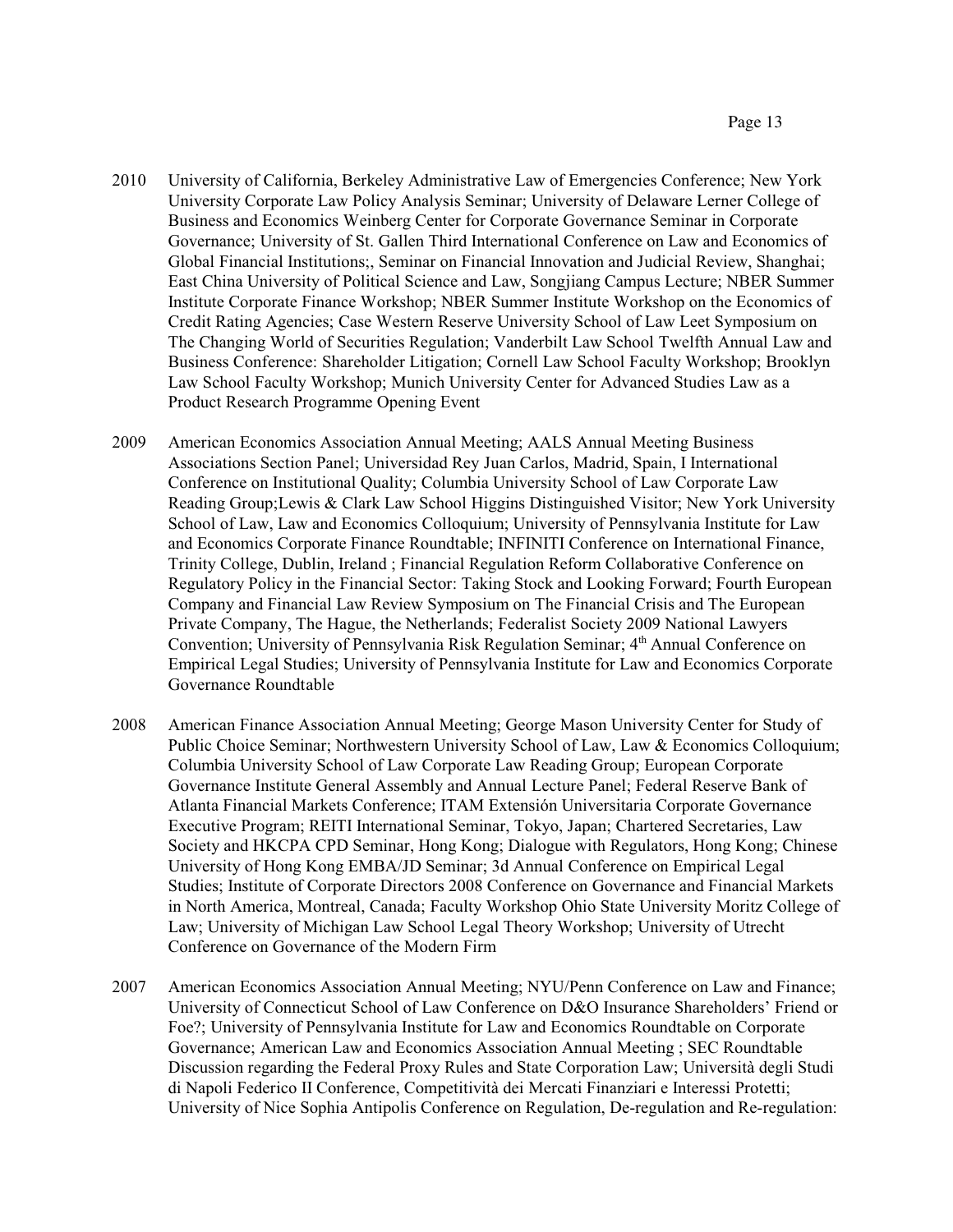2010 University of California, Berkeley Administrative Law of Emergencies Conference; New York University Corporate Law Policy Analysis Seminar; University of Delaware Lerner College of Business and Economics Weinberg Center for Corporate Governance Seminar in Corporate Governance; University of St. Gallen Third International Conference on Law and Economics of Global Financial Institutions;, Seminar on Financial Innovation and Judicial Review, Shanghai; East China University of Political Science and Law, Songjiang Campus Lecture; NBER Summer Institute Corporate Finance Workshop; NBER Summer Institute Workshop on the Economics of Credit Rating Agencies; Case Western Reserve University School of Law Leet Symposium on The Changing World of Securities Regulation; Vanderbilt Law School Twelfth Annual Law and Business Conference: Shareholder Litigation; Cornell Law School Faculty Workshop; Brooklyn Law School Faculty Workshop; Munich University Center for Advanced Studies Law as a Product Research Programme Opening Event

2009 American Economics Association Annual Meeting; AALS Annual Meeting Business Associations Section Panel; Universidad Rey Juan Carlos, Madrid, Spain, I International Conference on Institutional Quality; Columbia University School of Law Corporate Law Reading Group;Lewis & Clark Law School Higgins Distinguished Visitor; New York University School of Law, Law and Economics Colloquium; University of Pennsylvania Institute for Law and Economics Corporate Finance Roundtable; INFINITI Conference on International Finance, Trinity College, Dublin, Ireland ; Financial Regulation Reform Collaborative Conference on Regulatory Policy in the Financial Sector: Taking Stock and Looking Forward; Fourth European Company and Financial Law Review Symposium on The Financial Crisis and The European Private Company, The Hague, the Netherlands; Federalist Society 2009 National Lawyers Convention; University of Pennsylvania Risk Regulation Seminar; 4th Annual Conference on Empirical Legal Studies; University of Pennsylvania Institute for Law and Economics Corporate Governance Roundtable

2008 American Finance Association Annual Meeting; George Mason University Center for Study of Public Choice Seminar; Northwestern University School of Law, Law & Economics Colloquium; Columbia University School of Law Corporate Law Reading Group; European Corporate Governance Institute General Assembly and Annual Lecture Panel; Federal Reserve Bank of Atlanta Financial Markets Conference; ITAM Extensión Universitaria Corporate Governance Executive Program; REITI International Seminar, Tokyo, Japan; Chartered Secretaries, Law Society and HKCPA CPD Seminar, Hong Kong; Dialogue with Regulators, Hong Kong; Chinese University of Hong Kong EMBA/JD Seminar; 3d Annual Conference on Empirical Legal Studies; Institute of Corporate Directors 2008 Conference on Governance and Financial Markets in North America, Montreal, Canada; Faculty Workshop Ohio State University Moritz College of Law; University of Michigan Law School Legal Theory Workshop; University of Utrecht Conference on Governance of the Modern Firm

2007 American Economics Association Annual Meeting; NYU/Penn Conference on Law and Finance; University of Connecticut School of Law Conference on D&O Insurance Shareholders' Friend or Foe?; University of Pennsylvania Institute for Law and Economics Roundtable on Corporate Governance; American Law and Economics Association Annual Meeting ; SEC Roundtable Discussion regarding the Federal Proxy Rules and State Corporation Law; Università degli Studi di Napoli Federico II Conference, Competitività dei Mercati Finanziari e Interessi Protetti; University of Nice Sophia Antipolis Conference on Regulation, De-regulation and Re-regulation: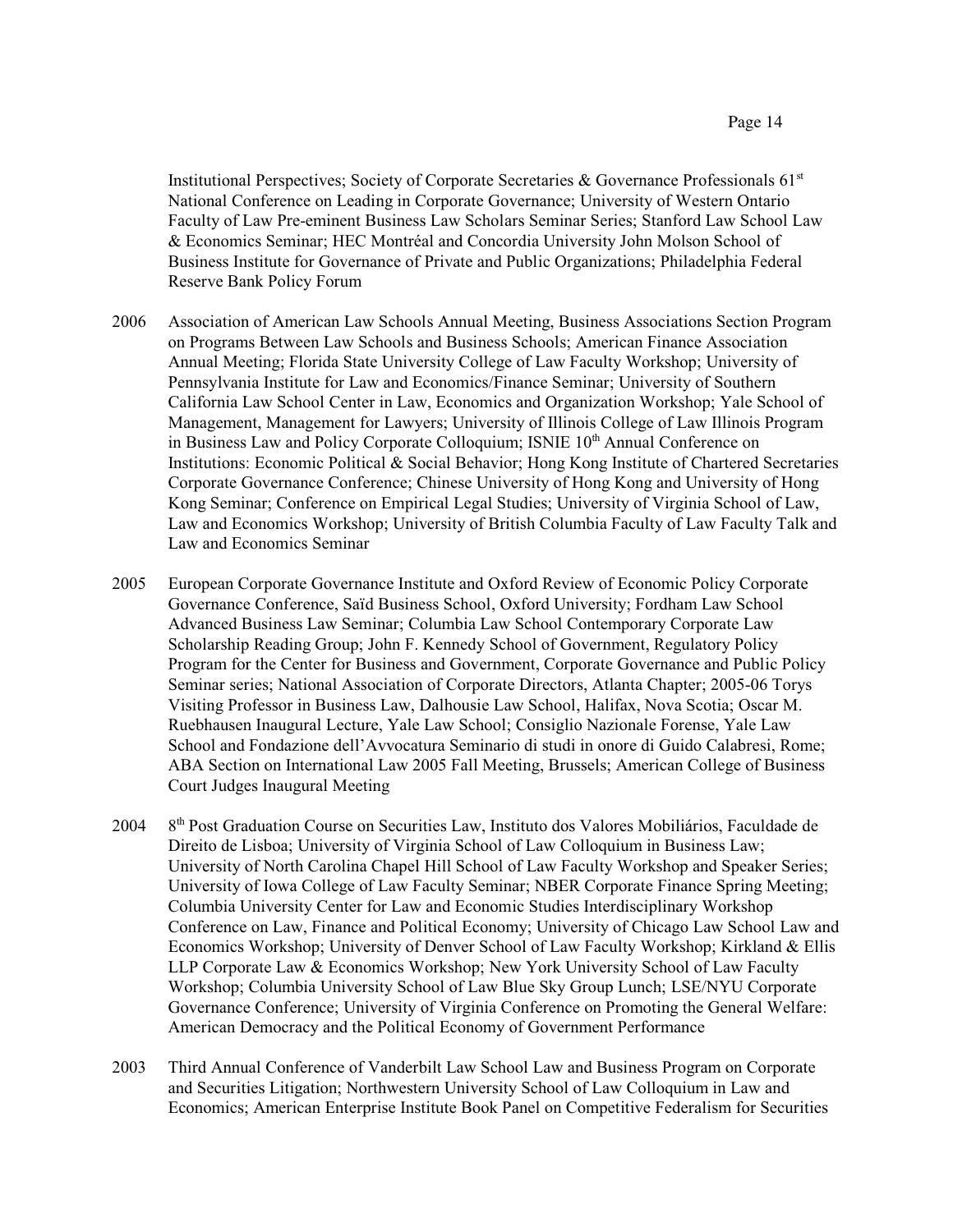Institutional Perspectives; Society of Corporate Secretaries & Governance Professionals 61st National Conference on Leading in Corporate Governance; University of Western Ontario Faculty of Law Pre-eminent Business Law Scholars Seminar Series; Stanford Law School Law & Economics Seminar; HEC Montréal and Concordia University John Molson School of Business Institute for Governance of Private and Public Organizations; Philadelphia Federal Reserve Bank Policy Forum

2006 Association of American Law Schools Annual Meeting, Business Associations Section Program on Programs Between Law Schools and Business Schools; American Finance Association Annual Meeting; Florida State University College of Law Faculty Workshop; University of Pennsylvania Institute for Law and Economics/Finance Seminar; University of Southern California Law School Center in Law, Economics and Organization Workshop; Yale School of Management, Management for Lawyers; University of Illinois College of Law Illinois Program in Business Law and Policy Corporate Colloquium; ISNIE 10th Annual Conference on Institutions: Economic Political & Social Behavior; Hong Kong Institute of Chartered Secretaries Corporate Governance Conference; Chinese University of Hong Kong and University of Hong Kong Seminar; Conference on Empirical Legal Studies; University of Virginia School of Law, Law and Economics Workshop; University of British Columbia Faculty of Law Faculty Talk and Law and Economics Seminar

2005 European Corporate Governance Institute and Oxford Review of Economic Policy Corporate Governance Conference, Saïd Business School, Oxford University; Fordham Law School Advanced Business Law Seminar; Columbia Law School Contemporary Corporate Law Scholarship Reading Group; John F. Kennedy School of Government, Regulatory Policy Program for the Center for Business and Government, Corporate Governance and Public Policy Seminar series; National Association of Corporate Directors, Atlanta Chapter; 2005-06 Torys Visiting Professor in Business Law, Dalhousie Law School, Halifax, Nova Scotia; Oscar M. Ruebhausen Inaugural Lecture, Yale Law School; Consiglio Nazionale Forense, Yale Law School and Fondazione dell'Avvocatura Seminario di studi in onore di Guido Calabresi, Rome; ABA Section on International Law 2005 Fall Meeting, Brussels; American College of Business Court Judges Inaugural Meeting

2004 8th Post Graduation Course on Securities Law, Instituto dos Valores Mobiliários, Faculdade de Direito de Lisboa; University of Virginia School of Law Colloquium in Business Law; University of North Carolina Chapel Hill School of Law Faculty Workshop and Speaker Series; University of Iowa College of Law Faculty Seminar; NBER Corporate Finance Spring Meeting; Columbia University Center for Law and Economic Studies Interdisciplinary Workshop Conference on Law, Finance and Political Economy; University of Chicago Law School Law and Economics Workshop; University of Denver School of Law Faculty Workshop; Kirkland & Ellis LLP Corporate Law & Economics Workshop; New York University School of Law Faculty Workshop; Columbia University School of Law Blue Sky Group Lunch; LSE/NYU Corporate Governance Conference; University of Virginia Conference on Promoting the General Welfare: American Democracy and the Political Economy of Government Performance

2003 Third Annual Conference of Vanderbilt Law School Law and Business Program on Corporate and Securities Litigation; Northwestern University School of Law Colloquium in Law and Economics; American Enterprise Institute Book Panel on Competitive Federalism for Securities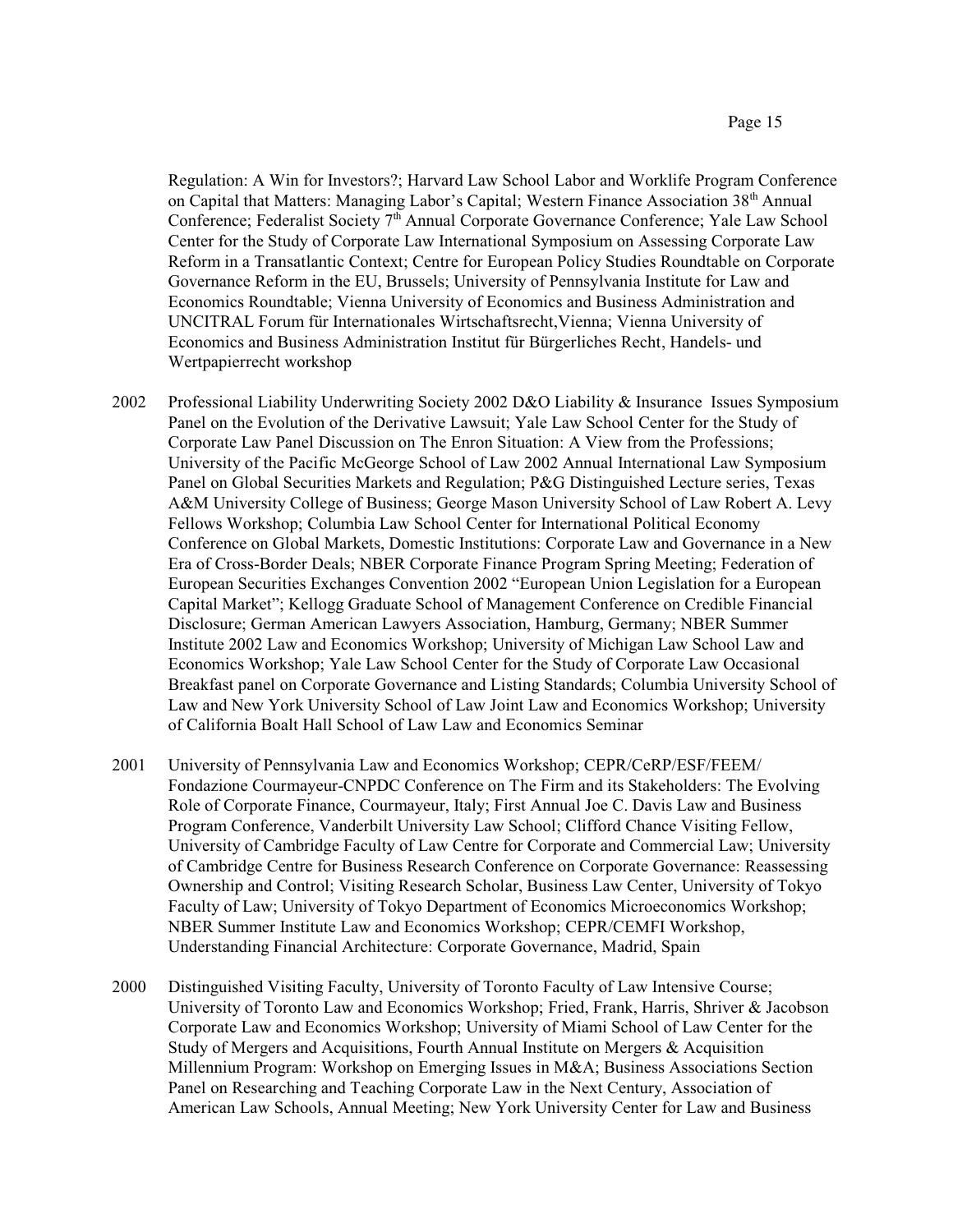Regulation: A Win for Investors?; Harvard Law School Labor and Worklife Program Conference on Capital that Matters: Managing Labor's Capital; Western Finance Association 38th Annual Conference; Federalist Society 7th Annual Corporate Governance Conference; Yale Law School Center for the Study of Corporate Law International Symposium on Assessing Corporate Law Reform in a Transatlantic Context; Centre for European Policy Studies Roundtable on Corporate Governance Reform in the EU, Brussels; University of Pennsylvania Institute for Law and Economics Roundtable; Vienna University of Economics and Business Administration and UNCITRAL Forum für Internationales Wirtschaftsrecht,Vienna; Vienna University of Economics and Business Administration Institut für Bürgerliches Recht, Handels- und Wertpapierrecht workshop

2002 Professional Liability Underwriting Society 2002 D&O Liability & Insurance Issues Symposium Panel on the Evolution of the Derivative Lawsuit; Yale Law School Center for the Study of Corporate Law Panel Discussion on The Enron Situation: A View from the Professions; University of the Pacific McGeorge School of Law 2002 Annual International Law Symposium Panel on Global Securities Markets and Regulation; P&G Distinguished Lecture series, Texas A&M University College of Business; George Mason University School of Law Robert A. Levy Fellows Workshop; Columbia Law School Center for International Political Economy Conference on Global Markets, Domestic Institutions: Corporate Law and Governance in a New Era of Cross-Border Deals; NBER Corporate Finance Program Spring Meeting; Federation of European Securities Exchanges Convention 2002 "European Union Legislation for a European Capital Market"; Kellogg Graduate School of Management Conference on Credible Financial Disclosure; German American Lawyers Association, Hamburg, Germany; NBER Summer Institute 2002 Law and Economics Workshop; University of Michigan Law School Law and Economics Workshop; Yale Law School Center for the Study of Corporate Law Occasional Breakfast panel on Corporate Governance and Listing Standards; Columbia University School of Law and New York University School of Law Joint Law and Economics Workshop; University of California Boalt Hall School of Law Law and Economics Seminar

2001 University of Pennsylvania Law and Economics Workshop; CEPR/CeRP/ESF/FEEM/ Fondazione Courmayeur-CNPDC Conference on The Firm and its Stakeholders: The Evolving Role of Corporate Finance, Courmayeur, Italy; First Annual Joe C. Davis Law and Business Program Conference, Vanderbilt University Law School; Clifford Chance Visiting Fellow, University of Cambridge Faculty of Law Centre for Corporate and Commercial Law; University of Cambridge Centre for Business Research Conference on Corporate Governance: Reassessing Ownership and Control; Visiting Research Scholar, Business Law Center, University of Tokyo Faculty of Law; University of Tokyo Department of Economics Microeconomics Workshop; NBER Summer Institute Law and Economics Workshop; CEPR/CEMFI Workshop, Understanding Financial Architecture: Corporate Governance, Madrid, Spain

2000 Distinguished Visiting Faculty, University of Toronto Faculty of Law Intensive Course; University of Toronto Law and Economics Workshop; Fried, Frank, Harris, Shriver & Jacobson Corporate Law and Economics Workshop; University of Miami School of Law Center for the Study of Mergers and Acquisitions, Fourth Annual Institute on Mergers & Acquisition Millennium Program: Workshop on Emerging Issues in M&A; Business Associations Section Panel on Researching and Teaching Corporate Law in the Next Century, Association of American Law Schools, Annual Meeting; New York University Center for Law and Business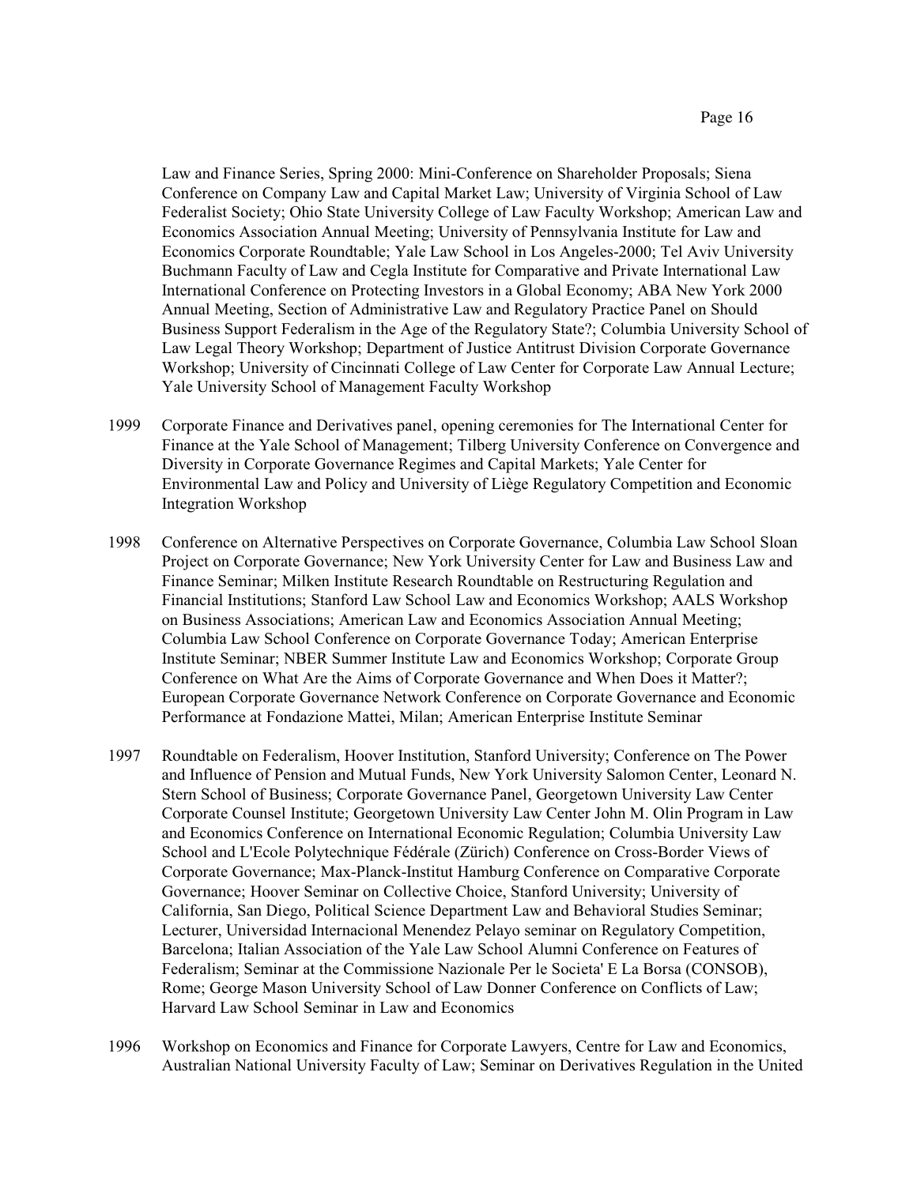Law and Finance Series, Spring 2000: Mini-Conference on Shareholder Proposals; Siena Conference on Company Law and Capital Market Law; University of Virginia School of Law Federalist Society; Ohio State University College of Law Faculty Workshop; American Law and Economics Association Annual Meeting; University of Pennsylvania Institute for Law and Economics Corporate Roundtable; Yale Law School in Los Angeles-2000; Tel Aviv University Buchmann Faculty of Law and Cegla Institute for Comparative and Private International Law International Conference on Protecting Investors in a Global Economy; ABA New York 2000 Annual Meeting, Section of Administrative Law and Regulatory Practice Panel on Should Business Support Federalism in the Age of the Regulatory State?; Columbia University School of Law Legal Theory Workshop; Department of Justice Antitrust Division Corporate Governance Workshop; University of Cincinnati College of Law Center for Corporate Law Annual Lecture; Yale University School of Management Faculty Workshop

1999 Corporate Finance and Derivatives panel, opening ceremonies for The International Center for Finance at the Yale School of Management; Tilberg University Conference on Convergence and Diversity in Corporate Governance Regimes and Capital Markets; Yale Center for Environmental Law and Policy and University of Liège Regulatory Competition and Economic Integration Workshop

1998 Conference on Alternative Perspectives on Corporate Governance, Columbia Law School Sloan Project on Corporate Governance; New York University Center for Law and Business Law and Finance Seminar; Milken Institute Research Roundtable on Restructuring Regulation and Financial Institutions; Stanford Law School Law and Economics Workshop; AALS Workshop on Business Associations; American Law and Economics Association Annual Meeting; Columbia Law School Conference on Corporate Governance Today; American Enterprise Institute Seminar; NBER Summer Institute Law and Economics Workshop; Corporate Group Conference on What Are the Aims of Corporate Governance and When Does it Matter?; European Corporate Governance Network Conference on Corporate Governance and Economic Performance at Fondazione Mattei, Milan; American Enterprise Institute Seminar

1997 Roundtable on Federalism, Hoover Institution, Stanford University; Conference on The Power and Influence of Pension and Mutual Funds, New York University Salomon Center, Leonard N. Stern School of Business; Corporate Governance Panel, Georgetown University Law Center Corporate Counsel Institute; Georgetown University Law Center John M. Olin Program in Law and Economics Conference on International Economic Regulation; Columbia University Law School and L'Ecole Polytechnique Fédérale (Zürich) Conference on Cross-Border Views of Corporate Governance; Max-Planck-Institut Hamburg Conference on Comparative Corporate Governance; Hoover Seminar on Collective Choice, Stanford University; University of California, San Diego, Political Science Department Law and Behavioral Studies Seminar; Lecturer, Universidad Internacional Menendez Pelayo seminar on Regulatory Competition, Barcelona; Italian Association of the Yale Law School Alumni Conference on Features of Federalism; Seminar at the Commissione Nazionale Per le Societa' E La Borsa (CONSOB), Rome; George Mason University School of Law Donner Conference on Conflicts of Law; Harvard Law School Seminar in Law and Economics

1996 Workshop on Economics and Finance for Corporate Lawyers, Centre for Law and Economics, Australian National University Faculty of Law; Seminar on Derivatives Regulation in the United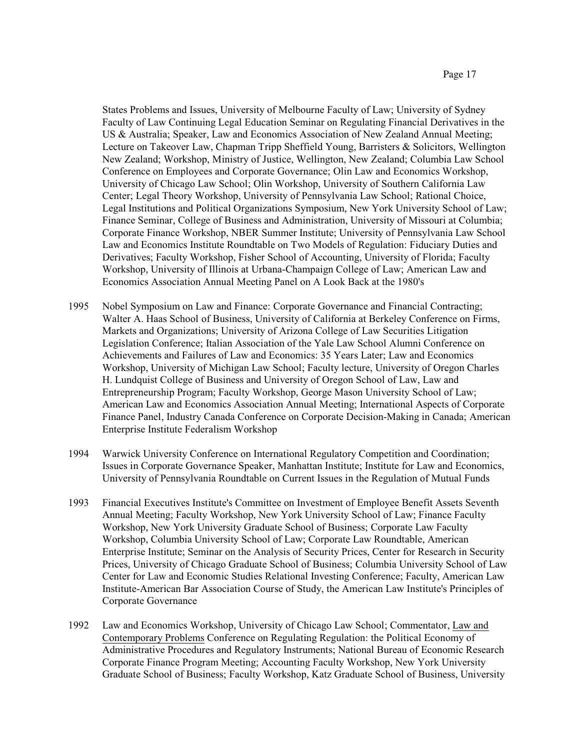States Problems and Issues, University of Melbourne Faculty of Law; University of Sydney Faculty of Law Continuing Legal Education Seminar on Regulating Financial Derivatives in the US & Australia; Speaker, Law and Economics Association of New Zealand Annual Meeting; Lecture on Takeover Law, Chapman Tripp Sheffield Young, Barristers & Solicitors, Wellington New Zealand; Workshop, Ministry of Justice, Wellington, New Zealand; Columbia Law School Conference on Employees and Corporate Governance; Olin Law and Economics Workshop, University of Chicago Law School; Olin Workshop, University of Southern California Law Center; Legal Theory Workshop, University of Pennsylvania Law School; Rational Choice, Legal Institutions and Political Organizations Symposium, New York University School of Law; Finance Seminar, College of Business and Administration, University of Missouri at Columbia; Corporate Finance Workshop, NBER Summer Institute; University of Pennsylvania Law School Law and Economics Institute Roundtable on Two Models of Regulation: Fiduciary Duties and Derivatives; Faculty Workshop, Fisher School of Accounting, University of Florida; Faculty Workshop, University of Illinois at Urbana-Champaign College of Law; American Law and Economics Association Annual Meeting Panel on A Look Back at the 1980's

1995 Nobel Symposium on Law and Finance: Corporate Governance and Financial Contracting; Walter A. Haas School of Business, University of California at Berkeley Conference on Firms, Markets and Organizations; University of Arizona College of Law Securities Litigation Legislation Conference; Italian Association of the Yale Law School Alumni Conference on Achievements and Failures of Law and Economics: 35 Years Later; Law and Economics Workshop, University of Michigan Law School; Faculty lecture, University of Oregon Charles H. Lundquist College of Business and University of Oregon School of Law, Law and Entrepreneurship Program; Faculty Workshop, George Mason University School of Law; American Law and Economics Association Annual Meeting; International Aspects of Corporate Finance Panel, Industry Canada Conference on Corporate Decision-Making in Canada; American Enterprise Institute Federalism Workshop

1994 Warwick University Conference on International Regulatory Competition and Coordination; Issues in Corporate Governance Speaker, Manhattan Institute; Institute for Law and Economics, University of Pennsylvania Roundtable on Current Issues in the Regulation of Mutual Funds

1993 Financial Executives Institute's Committee on Investment of Employee Benefit Assets Seventh Annual Meeting; Faculty Workshop, New York University School of Law; Finance Faculty Workshop, New York University Graduate School of Business; Corporate Law Faculty Workshop, Columbia University School of Law; Corporate Law Roundtable, American Enterprise Institute; Seminar on the Analysis of Security Prices, Center for Research in Security Prices, University of Chicago Graduate School of Business; Columbia University School of Law Center for Law and Economic Studies Relational Investing Conference; Faculty, American Law Institute-American Bar Association Course of Study, the American Law Institute's Principles of Corporate Governance

1992 Law and Economics Workshop, University of Chicago Law School; Commentator, Law and Contemporary Problems Conference on Regulating Regulation: the Political Economy of Administrative Procedures and Regulatory Instruments; National Bureau of Economic Research Corporate Finance Program Meeting; Accounting Faculty Workshop, New York University Graduate School of Business; Faculty Workshop, Katz Graduate School of Business, University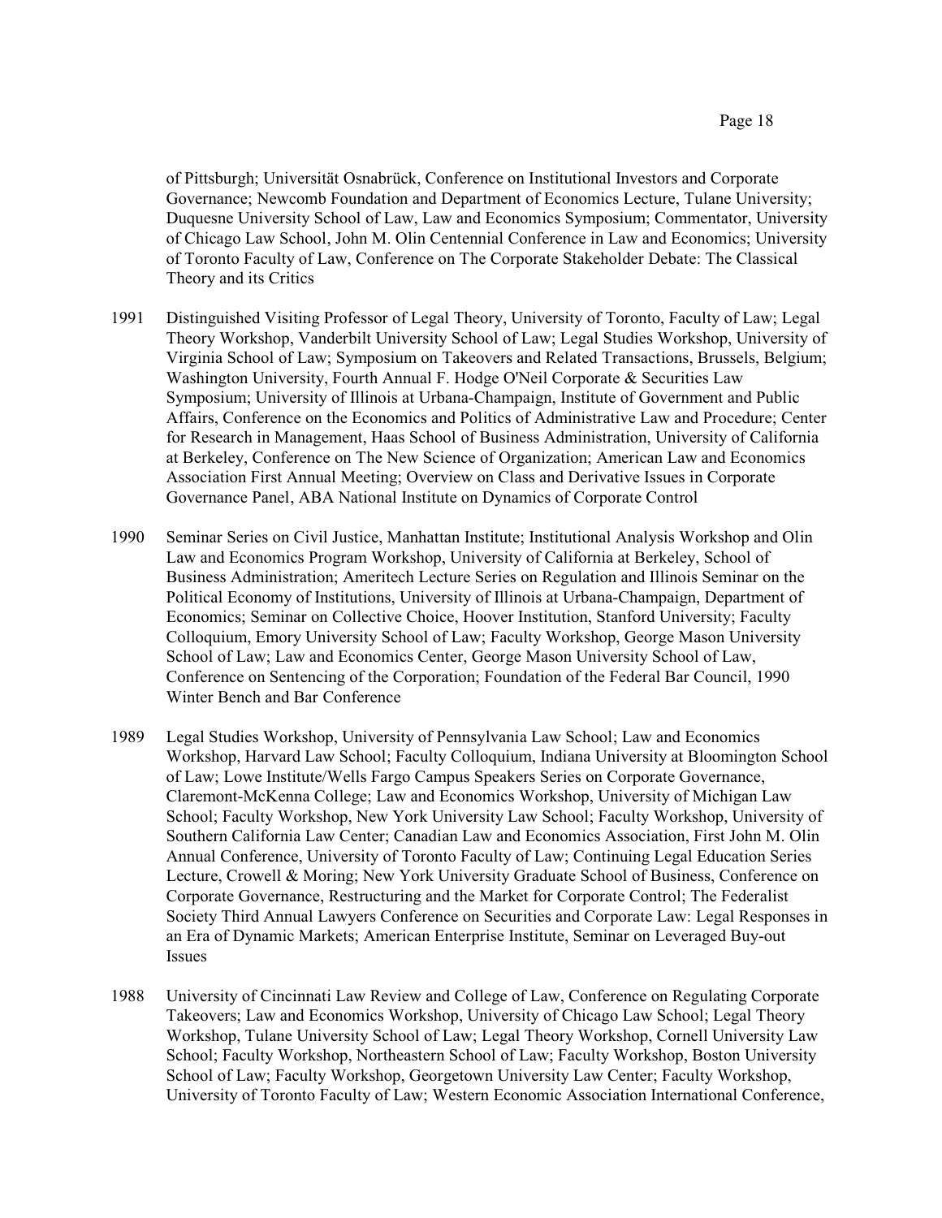of Pittsburgh; Universität Osnabrück, Conference on Institutional Investors and Corporate Governance; Newcomb Foundation and Department of Economics Lecture, Tulane University; Duquesne University School of Law, Law and Economics Symposium; Commentator, University of Chicago Law School, John M. Olin Centennial Conference in Law and Economics; University of Toronto Faculty of Law, Conference on The Corporate Stakeholder Debate: The Classical Theory and its Critics

1991 Distinguished Visiting Professor of Legal Theory, University of Toronto, Faculty of Law; Legal Theory Workshop, Vanderbilt University School of Law; Legal Studies Workshop, University of Virginia School of Law; Symposium on Takeovers and Related Transactions, Brussels, Belgium; Washington University, Fourth Annual F. Hodge O'Neil Corporate & Securities Law Symposium; University of Illinois at Urbana-Champaign, Institute of Government and Public Affairs, Conference on the Economics and Politics of Administrative Law and Procedure; Center for Research in Management, Haas School of Business Administration, University of California at Berkeley, Conference on The New Science of Organization; American Law and Economics Association First Annual Meeting; Overview on Class and Derivative Issues in Corporate Governance Panel, ABA National Institute on Dynamics of Corporate Control

1990 Seminar Series on Civil Justice, Manhattan Institute; Institutional Analysis Workshop and Olin Law and Economics Program Workshop, University of California at Berkeley, School of Business Administration; Ameritech Lecture Series on Regulation and Illinois Seminar on the Political Economy of Institutions, University of Illinois at Urbana-Champaign, Department of Economics; Seminar on Collective Choice, Hoover Institution, Stanford University; Faculty Colloquium, Emory University School of Law; Faculty Workshop, George Mason University School of Law; Law and Economics Center, George Mason University School of Law, Conference on Sentencing of the Corporation; Foundation of the Federal Bar Council, 1990 Winter Bench and Bar Conference

1989 Legal Studies Workshop, University of Pennsylvania Law School; Law and Economics Workshop, Harvard Law School; Faculty Colloquium, Indiana University at Bloomington School of Law; Lowe Institute/Wells Fargo Campus Speakers Series on Corporate Governance, Claremont-McKenna College; Law and Economics Workshop, University of Michigan Law School; Faculty Workshop, New York University Law School; Faculty Workshop, University of Southern California Law Center; Canadian Law and Economics Association, First John M. Olin Annual Conference, University of Toronto Faculty of Law; Continuing Legal Education Series Lecture, Crowell & Moring; New York University Graduate School of Business, Conference on Corporate Governance, Restructuring and the Market for Corporate Control; The Federalist Society Third Annual Lawyers Conference on Securities and Corporate Law: Legal Responses in an Era of Dynamic Markets; American Enterprise Institute, Seminar on Leveraged Buy-out Issues

1988 University of Cincinnati Law Review and College of Law, Conference on Regulating Corporate Takeovers; Law and Economics Workshop, University of Chicago Law School; Legal Theory Workshop, Tulane University School of Law; Legal Theory Workshop, Cornell University Law School; Faculty Workshop, Northeastern School of Law; Faculty Workshop, Boston University School of Law; Faculty Workshop, Georgetown University Law Center; Faculty Workshop, University of Toronto Faculty of Law; Western Economic Association International Conference,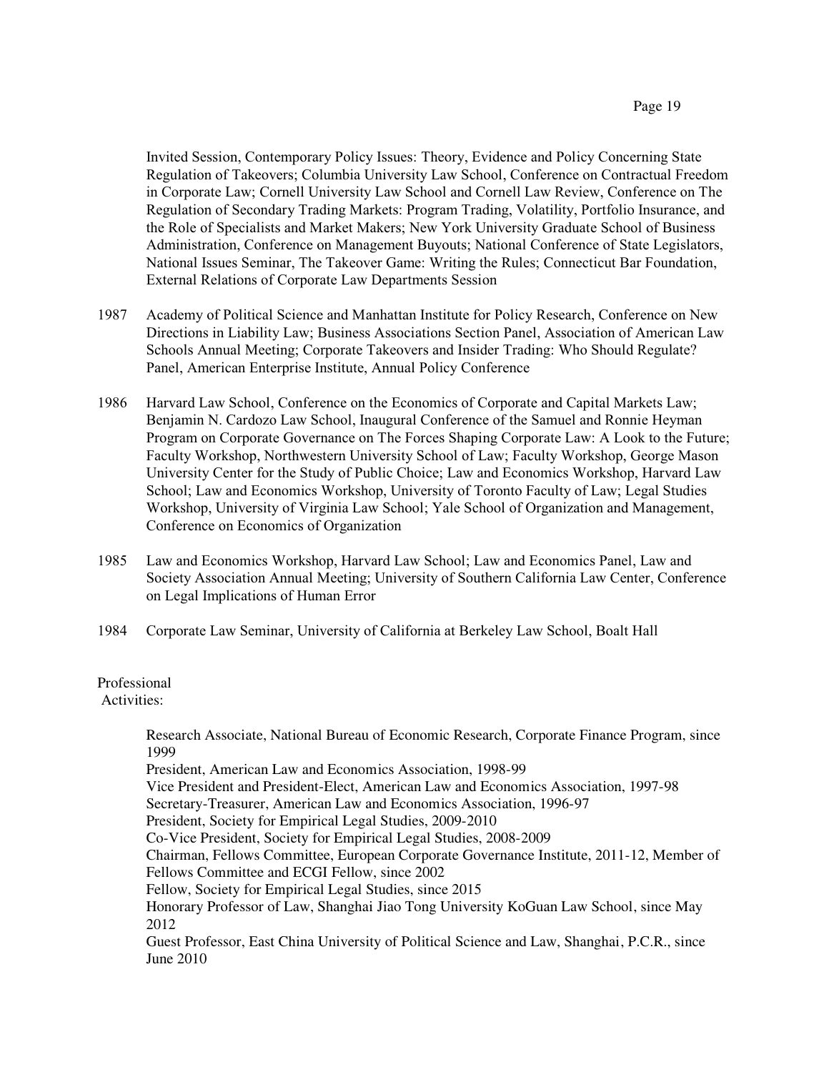Invited Session, Contemporary Policy Issues: Theory, Evidence and Policy Concerning State Regulation of Takeovers; Columbia University Law School, Conference on Contractual Freedom in Corporate Law; Cornell University Law School and Cornell Law Review, Conference on The Regulation of Secondary Trading Markets: Program Trading, Volatility, Portfolio Insurance, and the Role of Specialists and Market Makers; New York University Graduate School of Business Administration, Conference on Management Buyouts; National Conference of State Legislators, National Issues Seminar, The Takeover Game: Writing the Rules; Connecticut Bar Foundation, External Relations of Corporate Law Departments Session

1987 Academy of Political Science and Manhattan Institute for Policy Research, Conference on New Directions in Liability Law; Business Associations Section Panel, Association of American Law Schools Annual Meeting; Corporate Takeovers and Insider Trading: Who Should Regulate? Panel, American Enterprise Institute, Annual Policy Conference

1986 Harvard Law School, Conference on the Economics of Corporate and Capital Markets Law; Benjamin N. Cardozo Law School, Inaugural Conference of the Samuel and Ronnie Heyman Program on Corporate Governance on The Forces Shaping Corporate Law: A Look to the Future; Faculty Workshop, Northwestern University School of Law; Faculty Workshop, George Mason University Center for the Study of Public Choice; Law and Economics Workshop, Harvard Law School; Law and Economics Workshop, University of Toronto Faculty of Law; Legal Studies Workshop, University of Virginia Law School; Yale School of Organization and Management, Conference on Economics of Organization

1985 Law and Economics Workshop, Harvard Law School; Law and Economics Panel, Law and Society Association Annual Meeting; University of Southern California Law Center, Conference on Legal Implications of Human Error

1984 Corporate Law Seminar, University of California at Berkeley Law School, Boalt Hall

Professional Activities:

Research Associate, National Bureau of Economic Research, Corporate Finance Program, since 1999
President, American Law and Economics Association, 1998-99
Vice President and President-Elect, American Law and Economics Association, 1997-98
Secretary-Treasurer, American Law and Economics Association, 1996-97
President, Society for Empirical Legal Studies, 2009-2010
Co-Vice President, Society for Empirical Legal Studies, 2008-2009
Chairman, Fellows Committee, European Corporate Governance Institute, 2011-12, Member of Fellows Committee and ECGI Fellow, since 2002
Fellow, Society for Empirical Legal Studies, since 2015
Honorary Professor of Law, Shanghai Jiao Tong University KoGuan Law School, since May 2012
Guest Professor, East China University of Political Science and Law, Shanghai, P.C.R., since June 2010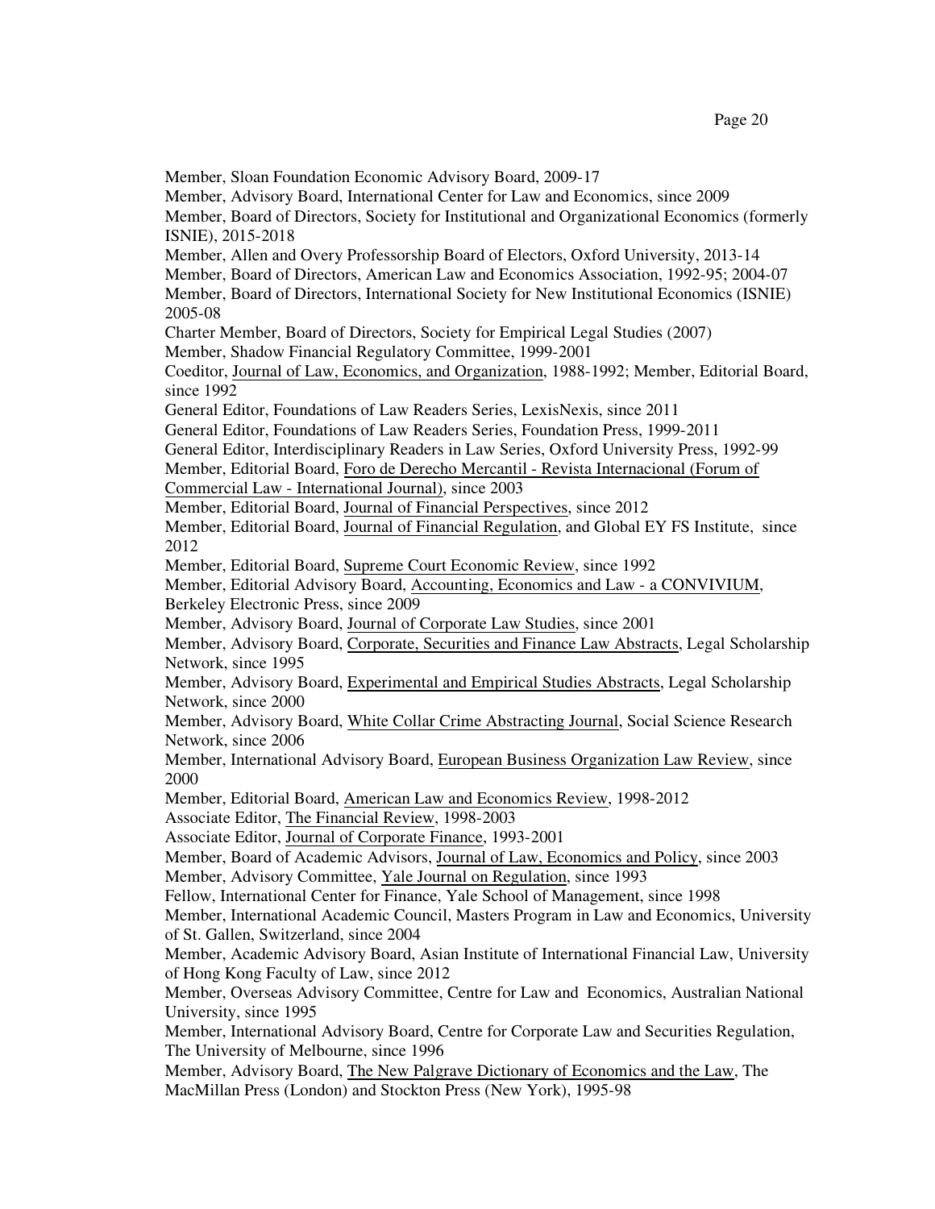Member, Sloan Foundation Economic Advisory Board, 2009-17

Member, Advisory Board, International Center for Law and Economics, since 2009

Member, Board of Directors, Society for Institutional and Organizational Economics (formerly ISNIE), 2015-2018

Member, Allen and Overy Professorship Board of Electors, Oxford University, 2013-14

Member, Board of Directors, American Law and Economics Association, 1992-95; 2004-07

Member, Board of Directors, International Society for New Institutional Economics (ISNIE) 2005-08

Charter Member, Board of Directors, Society for Empirical Legal Studies (2007)

Member, Shadow Financial Regulatory Committee, 1999-2001

Coeditor, Journal of Law, Economics, and Organization, 1988-1992; Member, Editorial Board, since 1992

General Editor, Foundations of Law Readers Series, LexisNexis, since 2011

General Editor, Foundations of Law Readers Series, Foundation Press, 1999-2011

General Editor, Interdisciplinary Readers in Law Series, Oxford University Press, 1992-99

Member, Editorial Board, Foro de Derecho Mercantil - Revista Internacional (Forum of Commercial Law - International Journal), since 2003

Member, Editorial Board, Journal of Financial Perspectives, since 2012

Member, Editorial Board, Journal of Financial Regulation, and Global EY FS Institute, since 2012

Member, Editorial Board, Supreme Court Economic Review, since 1992

Member, Editorial Advisory Board, Accounting, Economics and Law - a CONVIVIUM, Berkeley Electronic Press, since 2009

Member, Advisory Board, Journal of Corporate Law Studies, since 2001

Member, Advisory Board, Corporate, Securities and Finance Law Abstracts, Legal Scholarship Network, since 1995

Member, Advisory Board, Experimental and Empirical Studies Abstracts, Legal Scholarship Network, since 2000

Member, Advisory Board, White Collar Crime Abstracting Journal, Social Science Research Network, since 2006

Member, International Advisory Board, European Business Organization Law Review, since 2000

Member, Editorial Board, American Law and Economics Review, 1998-2012

Associate Editor, The Financial Review, 1998-2003

Associate Editor, Journal of Corporate Finance, 1993-2001

Member, Board of Academic Advisors, Journal of Law, Economics and Policy, since 2003

Member, Advisory Committee, Yale Journal on Regulation, since 1993

Fellow, International Center for Finance, Yale School of Management, since 1998

Member, International Academic Council, Masters Program in Law and Economics, University of St. Gallen, Switzerland, since 2004

Member, Academic Advisory Board, Asian Institute of International Financial Law, University of Hong Kong Faculty of Law, since 2012

Member, Overseas Advisory Committee, Centre for Law and Economics, Australian National University, since 1995

Member, International Advisory Board, Centre for Corporate Law and Securities Regulation, The University of Melbourne, since 1996

Member, Advisory Board, The New Palgrave Dictionary of Economics and the Law, The MacMillan Press (London) and Stockton Press (New York), 1995-98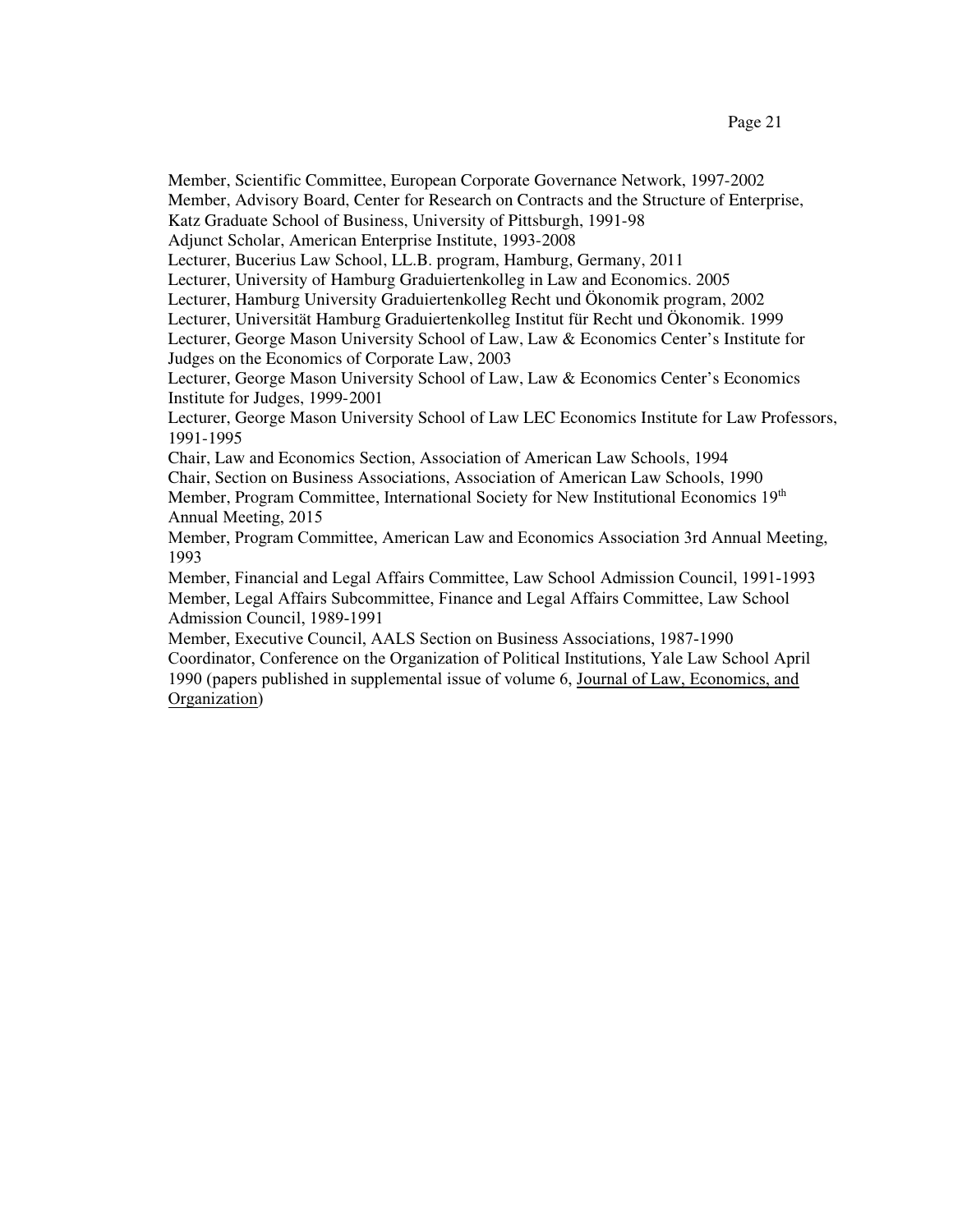Member, Scientific Committee, European Corporate Governance Network, 1997-2002
Member, Advisory Board, Center for Research on Contracts and the Structure of Enterprise, Katz Graduate School of Business, University of Pittsburgh, 1991-98
Adjunct Scholar, American Enterprise Institute, 1993-2008
Lecturer, Bucerius Law School, LL.B. program, Hamburg, Germany, 2011
Lecturer, University of Hamburg Graduiertenkolleg in Law and Economics. 2005
Lecturer, Hamburg University Graduiertenkolleg Recht und Ökonomik program, 2002
Lecturer, Universität Hamburg Graduiertenkolleg Institut für Recht und Ökonomik. 1999
Lecturer, George Mason University School of Law, Law & Economics Center's Institute for Judges on the Economics of Corporate Law, 2003
Lecturer, George Mason University School of Law, Law & Economics Center's Economics Institute for Judges, 1999-2001
Lecturer, George Mason University School of Law LEC Economics Institute for Law Professors, 1991-1995
Chair, Law and Economics Section, Association of American Law Schools, 1994
Chair, Section on Business Associations, Association of American Law Schools, 1990
Member, Program Committee, International Society for New Institutional Economics 19th Annual Meeting, 2015
Member, Program Committee, American Law and Economics Association 3rd Annual Meeting, 1993
Member, Financial and Legal Affairs Committee, Law School Admission Council, 1991-1993
Member, Legal Affairs Subcommittee, Finance and Legal Affairs Committee, Law School Admission Council, 1989-1991
Member, Executive Council, AALS Section on Business Associations, 1987-1990
Coordinator, Conference on the Organization of Political Institutions, Yale Law School April 1990 (papers published in supplemental issue of volume 6, Journal of Law, Economics, and Organization)